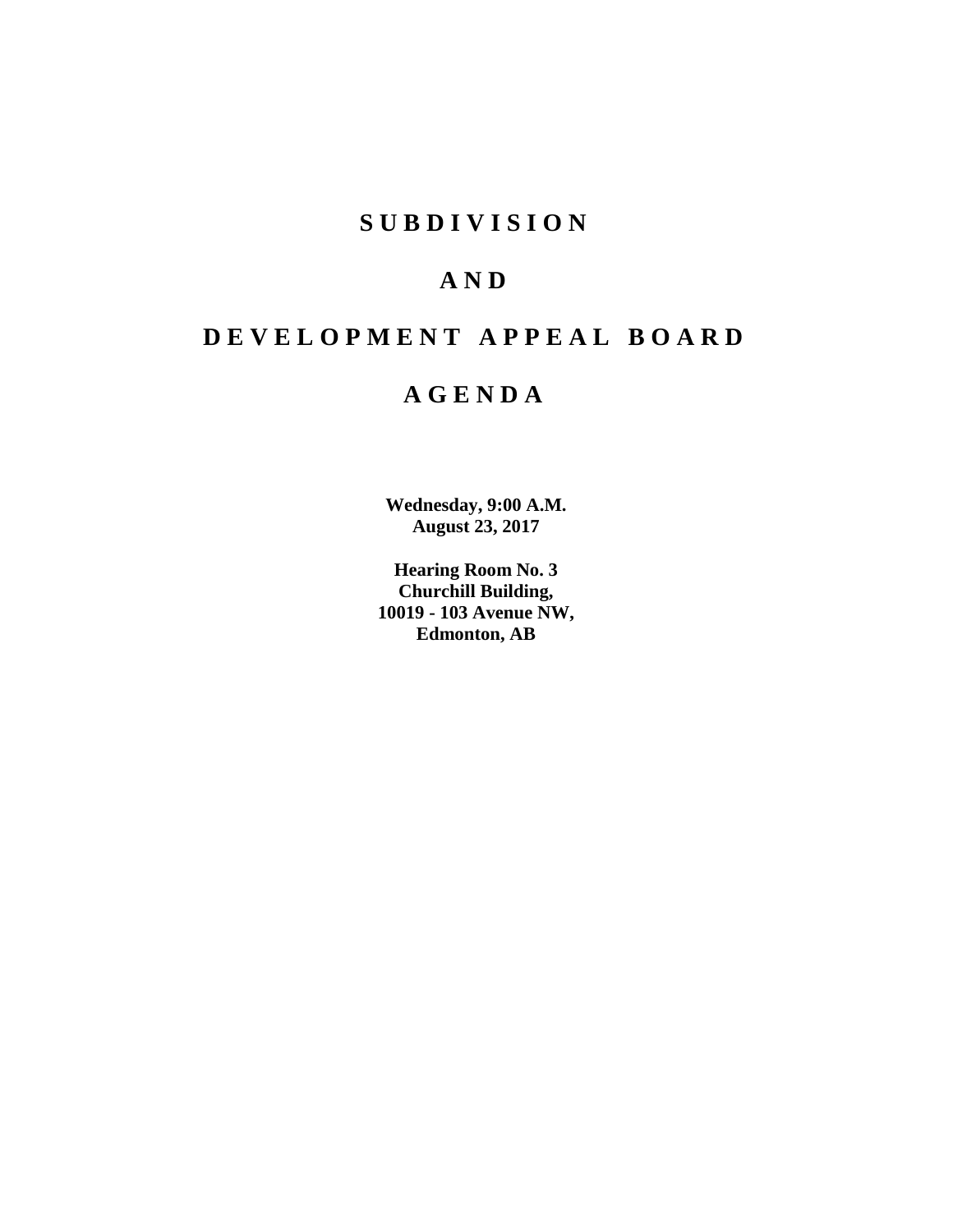# S U B D I V I S I O N

# A N D

# D E V E L O P M E N T   A P P E A L   B O A R D

# A G E N D A

**Wednesday, 9:00 A.M.**
**August 23, 2017**

**Hearing Room No. 3**
**Churchill Building,**
**10019 - 103 Avenue NW,**
**Edmonton, AB**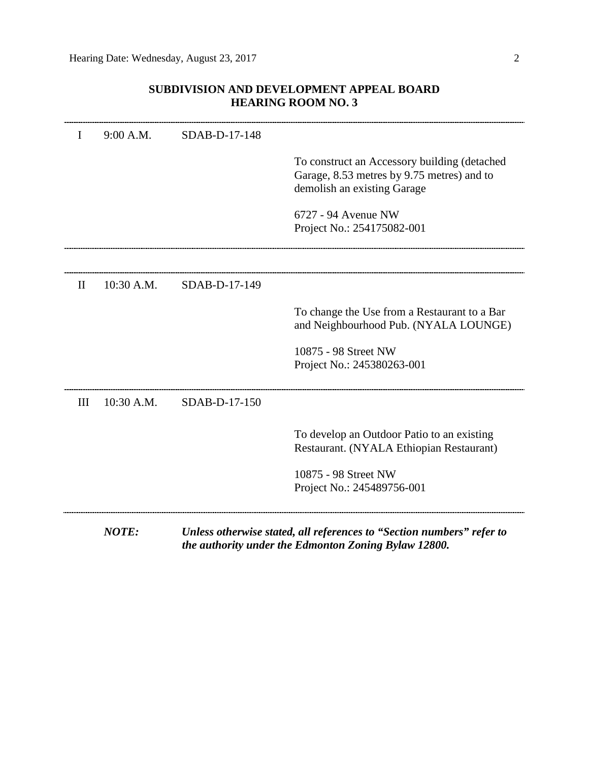Hearing Date: Wednesday, August 23, 2017

## SUBDIVISION AND DEVELOPMENT APPEAL BOARD
## HEARING ROOM NO. 3

---

| | | | |
|---|---|---|---|
| I | 9:00 A.M. | SDAB-D-17-148 | To construct an Accessory building (detached Garage, 8.53 metres by 9.75 metres) and to demolish an existing Garage<br><br>6727 - 94 Avenue NW<br>Project No.: 254175082-001 |

---

| | | | |
|---|---|---|---|
| II | 10:30 A.M. | SDAB-D-17-149 | To change the Use from a Restaurant to a Bar and Neighbourhood Pub. (NYALA LOUNGE)<br><br>10875 - 98 Street NW<br>Project No.: 245380263-001 |
| III | 10:30 A.M. | SDAB-D-17-150 | To develop an Outdoor Patio to an existing Restaurant. (NYALA Ethiopian Restaurant)<br><br>10875 - 98 Street NW<br>Project No.: 245489756-001 |

---

***NOTE:*** ***Unless otherwise stated, all references to "Section numbers" refer to the authority under the Edmonton Zoning Bylaw 12800.***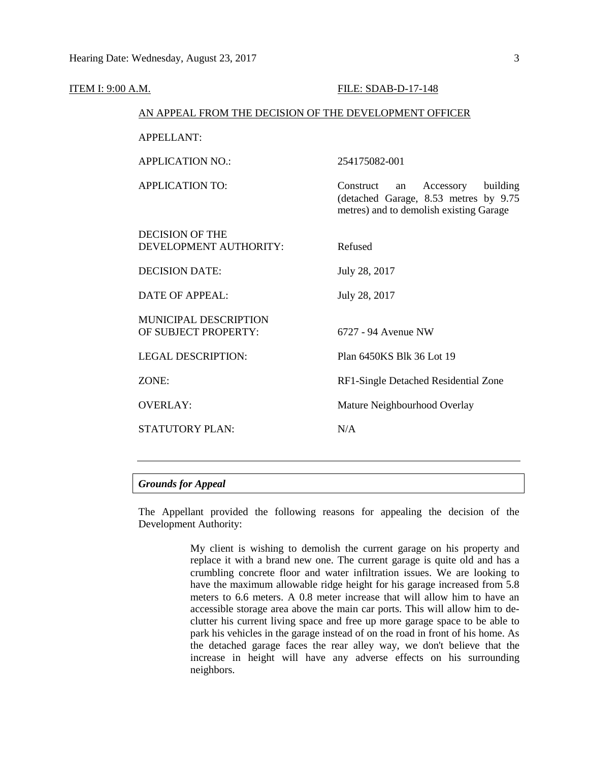ITEM I: 9:00 A.M. FILE: SDAB-D-17-148

AN APPEAL FROM THE DECISION OF THE DEVELOPMENT OFFICER

| | |
|---|---|
| APPELLANT: | |
| APPLICATION NO.: | 254175082-001 |
| APPLICATION TO: | Construct an Accessory building (detached Garage, 8.53 metres by 9.75 metres) and to demolish existing Garage |
| DECISION OF THE DEVELOPMENT AUTHORITY: | Refused |
| DECISION DATE: | July 28, 2017 |
| DATE OF APPEAL: | July 28, 2017 |
| MUNICIPAL DESCRIPTION OF SUBJECT PROPERTY: | 6727 - 94 Avenue NW |
| LEGAL DESCRIPTION: | Plan 6450KS Blk 36 Lot 19 |
| ZONE: | RF1-Single Detached Residential Zone |
| OVERLAY: | Mature Neighbourhood Overlay |
| STATUTORY PLAN: | N/A |

---

### *Grounds for Appeal*

The Appellant provided the following reasons for appealing the decision of the Development Authority:

> My client is wishing to demolish the current garage on his property and replace it with a brand new one. The current garage is quite old and has a crumbling concrete floor and water infiltration issues. We are looking to have the maximum allowable ridge height for his garage increased from 5.8 meters to 6.6 meters. A 0.8 meter increase that will allow him to have an accessible storage area above the main car ports. This will allow him to de-clutter his current living space and free up more garage space to be able to park his vehicles in the garage instead of on the road in front of his home. As the detached garage faces the rear alley way, we don't believe that the increase in height will have any adverse effects on his surrounding neighbors.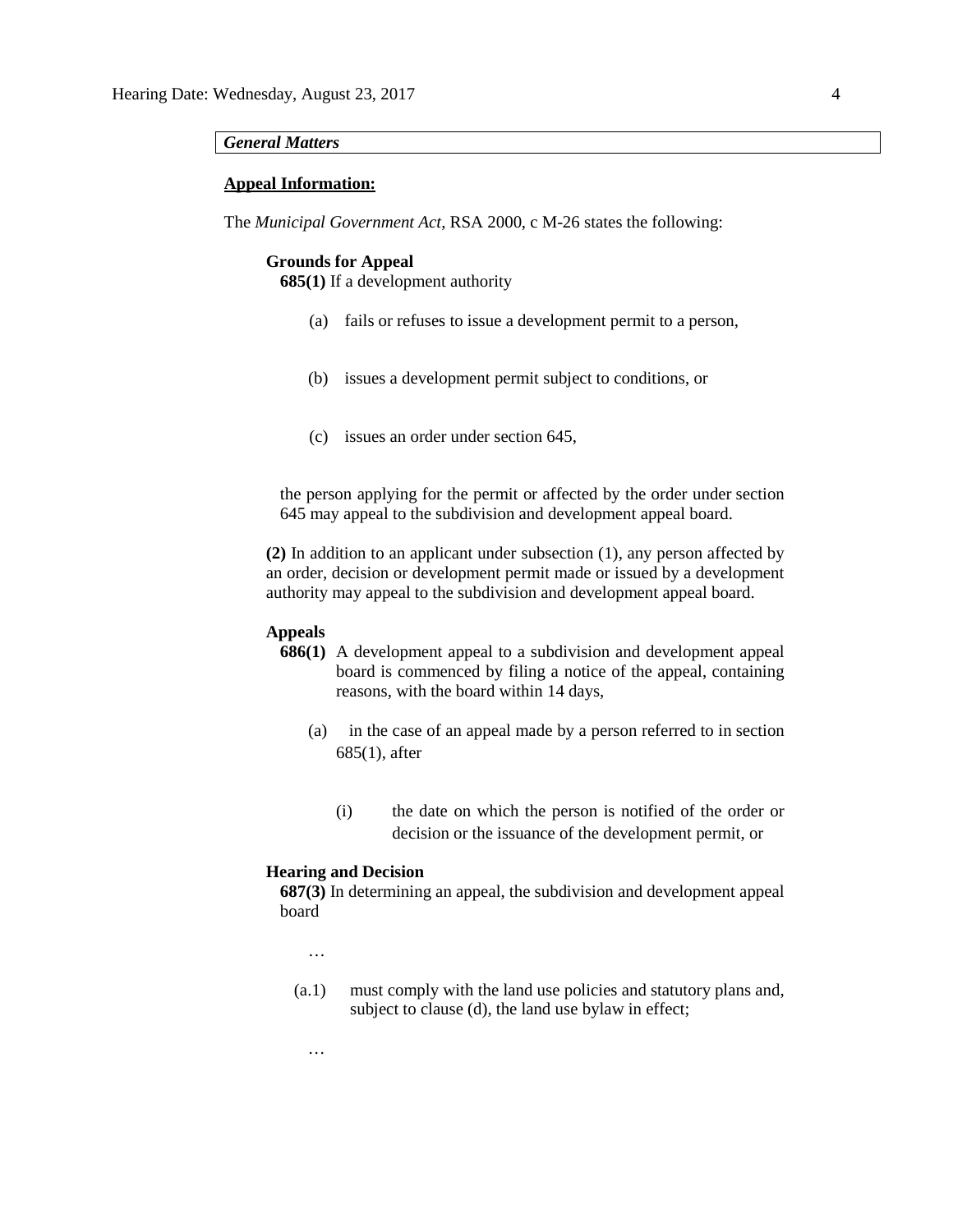***General Matters***

**Appeal Information:**

The *Municipal Government Act*, RSA 2000, c M-26 states the following:

**Grounds for Appeal**

**685(1)** If a development authority

(a) fails or refuses to issue a development permit to a person,

(b) issues a development permit subject to conditions, or

(c) issues an order under section 645,

the person applying for the permit or affected by the order under section 645 may appeal to the subdivision and development appeal board.

**(2)** In addition to an applicant under subsection (1), any person affected by an order, decision or development permit made or issued by a development authority may appeal to the subdivision and development appeal board.

**Appeals**

**686(1)** A development appeal to a subdivision and development appeal board is commenced by filing a notice of the appeal, containing reasons, with the board within 14 days,

(a) in the case of an appeal made by a person referred to in section 685(1), after

(i) the date on which the person is notified of the order or decision or the issuance of the development permit, or

**Hearing and Decision**

**687(3)** In determining an appeal, the subdivision and development appeal board

…

(a.1) must comply with the land use policies and statutory plans and, subject to clause (d), the land use bylaw in effect;

…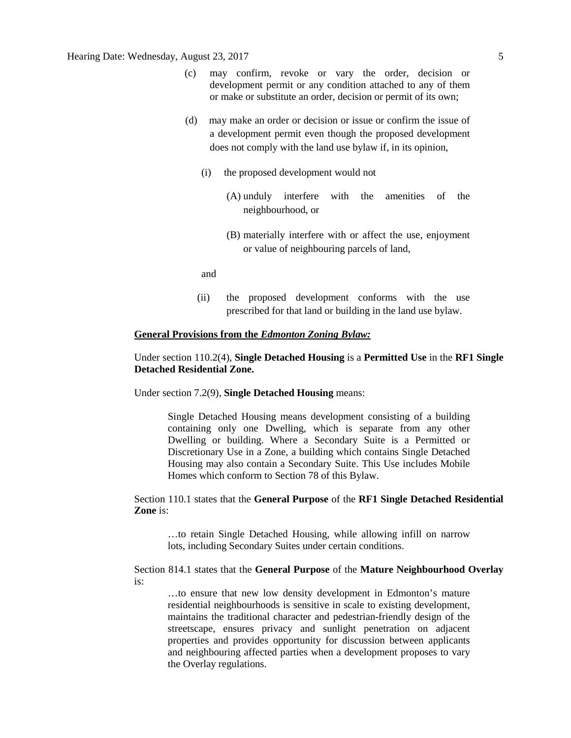(c) may confirm, revoke or vary the order, decision or development permit or any condition attached to any of them or make or substitute an order, decision or permit of its own;

(d) may make an order or decision or issue or confirm the issue of a development permit even though the proposed development does not comply with the land use bylaw if, in its opinion,

(i) the proposed development would not

(A) unduly interfere with the amenities of the neighbourhood, or

(B) materially interfere with or affect the use, enjoyment or value of neighbouring parcels of land,

and

(ii) the proposed development conforms with the use prescribed for that land or building in the land use bylaw.

**General Provisions from the *Edmonton Zoning Bylaw:***

Under section 110.2(4), **Single Detached Housing** is a **Permitted Use** in the **RF1 Single Detached Residential Zone.**

Under section 7.2(9), **Single Detached Housing** means:

> Single Detached Housing means development consisting of a building containing only one Dwelling, which is separate from any other Dwelling or building. Where a Secondary Suite is a Permitted or Discretionary Use in a Zone, a building which contains Single Detached Housing may also contain a Secondary Suite. This Use includes Mobile Homes which conform to Section 78 of this Bylaw.

Section 110.1 states that the **General Purpose** of the **RF1 Single Detached Residential Zone** is:

> …to retain Single Detached Housing, while allowing infill on narrow lots, including Secondary Suites under certain conditions.

Section 814.1 states that the **General Purpose** of the **Mature Neighbourhood Overlay** is:

> …to ensure that new low density development in Edmonton's mature residential neighbourhoods is sensitive in scale to existing development, maintains the traditional character and pedestrian-friendly design of the streetscape, ensures privacy and sunlight penetration on adjacent properties and provides opportunity for discussion between applicants and neighbouring affected parties when a development proposes to vary the Overlay regulations.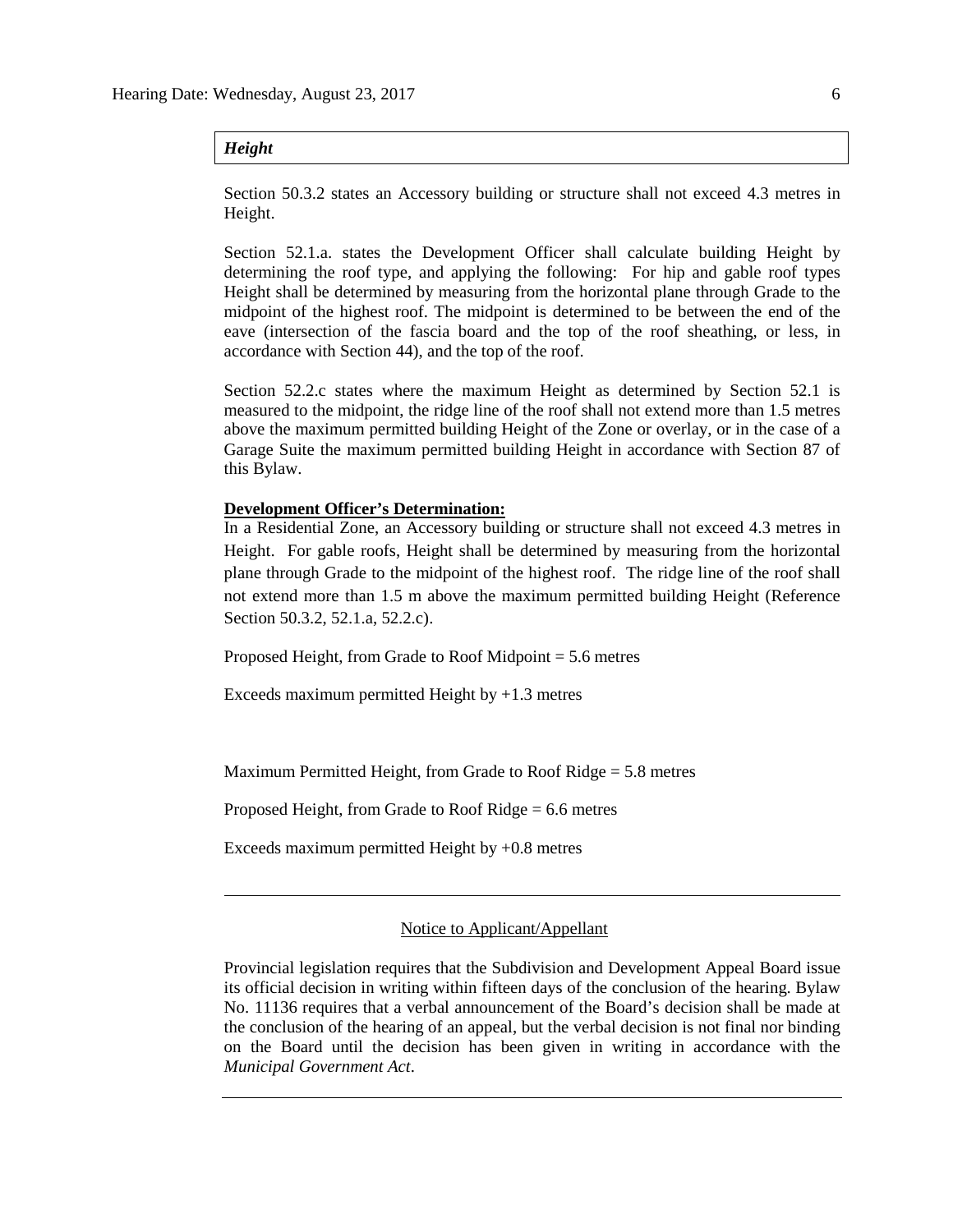***Height***

Section 50.3.2 states an Accessory building or structure shall not exceed 4.3 metres in Height.

Section 52.1.a. states the Development Officer shall calculate building Height by determining the roof type, and applying the following: For hip and gable roof types Height shall be determined by measuring from the horizontal plane through Grade to the midpoint of the highest roof. The midpoint is determined to be between the end of the eave (intersection of the fascia board and the top of the roof sheathing, or less, in accordance with Section 44), and the top of the roof.

Section 52.2.c states where the maximum Height as determined by Section 52.1 is measured to the midpoint, the ridge line of the roof shall not extend more than 1.5 metres above the maximum permitted building Height of the Zone or overlay, or in the case of a Garage Suite the maximum permitted building Height in accordance with Section 87 of this Bylaw.

**Development Officer's Determination:**

In a Residential Zone, an Accessory building or structure shall not exceed 4.3 metres in Height. For gable roofs, Height shall be determined by measuring from the horizontal plane through Grade to the midpoint of the highest roof. The ridge line of the roof shall not extend more than 1.5 m above the maximum permitted building Height (Reference Section 50.3.2, 52.1.a, 52.2.c).

Proposed Height, from Grade to Roof Midpoint = 5.6 metres

Exceeds maximum permitted Height by +1.3 metres

Maximum Permitted Height, from Grade to Roof Ridge = 5.8 metres

Proposed Height, from Grade to Roof Ridge = 6.6 metres

Exceeds maximum permitted Height by +0.8 metres

---

Notice to Applicant/Appellant

Provincial legislation requires that the Subdivision and Development Appeal Board issue its official decision in writing within fifteen days of the conclusion of the hearing. Bylaw No. 11136 requires that a verbal announcement of the Board's decision shall be made at the conclusion of the hearing of an appeal, but the verbal decision is not final nor binding on the Board until the decision has been given in writing in accordance with the *Municipal Government Act*.

---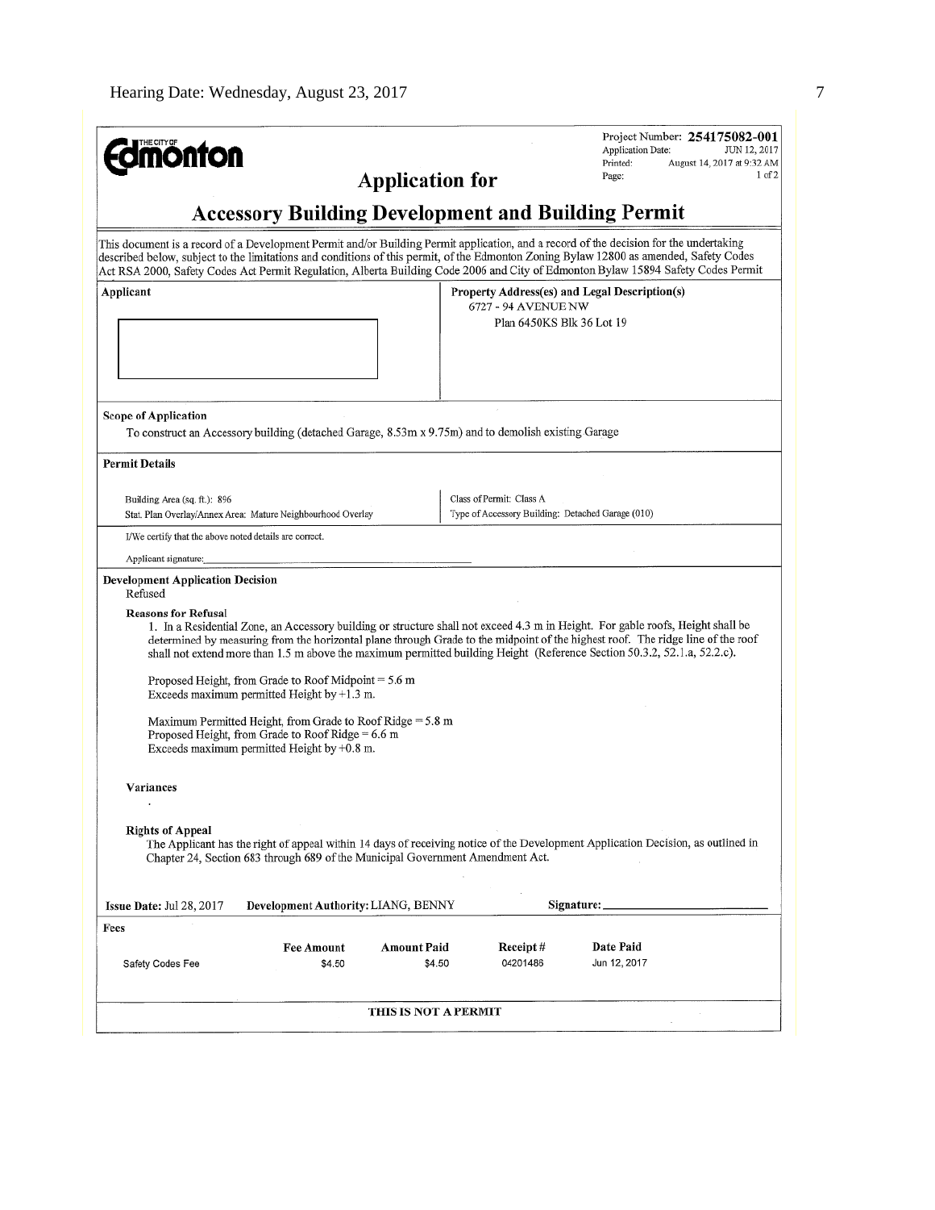**THE CITY OF Edmonton**

Project Number: **254175082-001**
Application Date: JUN 12, 2017
Printed: August 14, 2017 at 9:32 AM
Page: 1 of 2

# Application for

# Accessory Building Development and Building Permit

This document is a record of a Development Permit and/or Building Permit application, and a record of the decision for the undertaking described below, subject to the limitations and conditions of this permit, of the Edmonton Zoning Bylaw 12800 as amended, Safety Codes Act RSA 2000, Safety Codes Act Permit Regulation, Alberta Building Code 2006 and City of Edmonton Bylaw 15894 Safety Codes Permit

| Applicant | Property Address(es) and Legal Description(s) |
|---|---|
| | 6727 - 94 AVENUE NW<br>Plan 6450KS Blk 36 Lot 19 |

**Scope of Application**

To construct an Accessory building (detached Garage, 8.53m x 9.75m) and to demolish existing Garage

**Permit Details**

| | |
|---|---|
| Building Area (sq. ft.): 896 | Class of Permit: Class A |
| Stat. Plan Overlay/Annex Area: Mature Neighbourhood Overlay | Type of Accessory Building: Detached Garage (010) |

I/We certify that the above noted details are correct.

Applicant signature:

**Development Application Decision**

Refused

**Reasons for Refusal**

1. In a Residential Zone, an Accessory building or structure shall not exceed 4.3 m in Height. For gable roofs, Height shall be determined by measuring from the horizontal plane through Grade to the midpoint of the highest roof. The ridge line of the roof shall not extend more than 1.5 m above the maximum permitted building Height (Reference Section 50.3.2, 52.1.a, 52.2.c).

Proposed Height, from Grade to Roof Midpoint = 5.6 m
Exceeds maximum permitted Height by +1.3 m.

Maximum Permitted Height, from Grade to Roof Ridge = 5.8 m
Proposed Height, from Grade to Roof Ridge = 6.6 m
Exceeds maximum permitted Height by +0.8 m.

**Variances**

.

**Rights of Appeal**

The Applicant has the right of appeal within 14 days of receiving notice of the Development Application Decision, as outlined in Chapter 24, Section 683 through 689 of the Municipal Government Amendment Act.

**Issue Date:** Jul 28, 2017 **Development Authority:** LIANG, BENNY **Signature:**

**Fees**

| | Fee Amount | Amount Paid | Receipt # | Date Paid |
|---|---|---|---|---|
| Safety Codes Fee | $4.50 | $4.50 | 04201486 | Jun 12, 2017 |

**THIS IS NOT A PERMIT**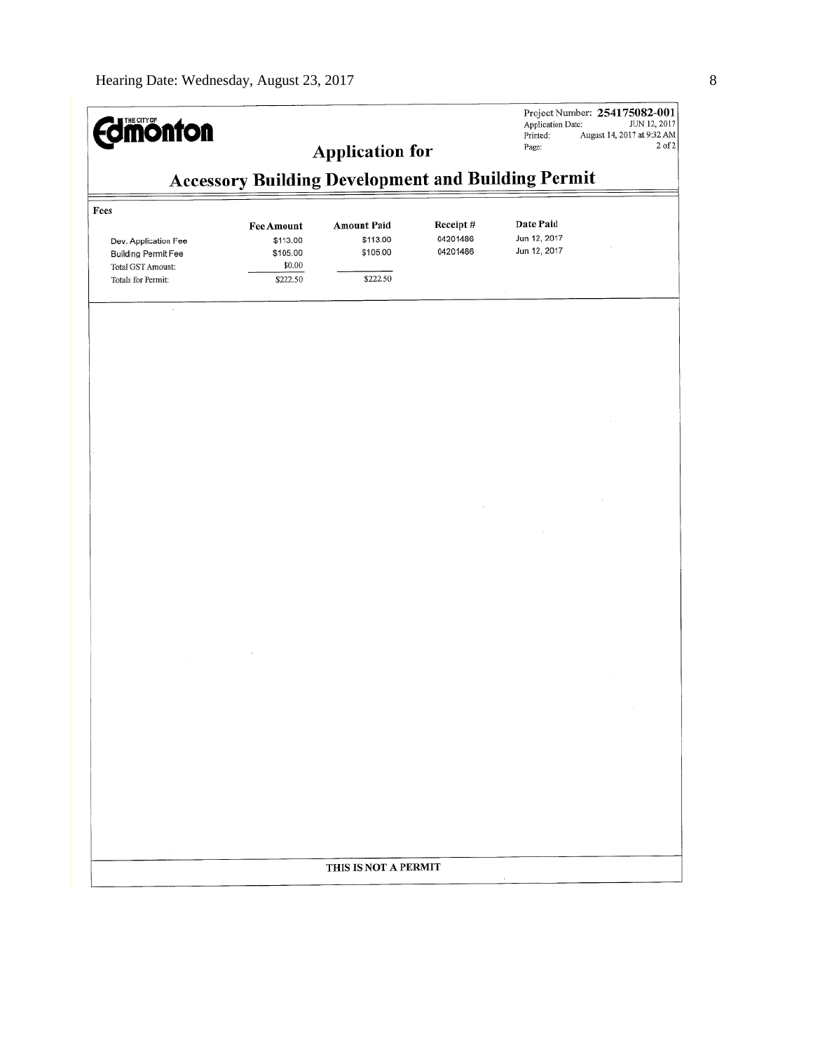THE CITY OF Edmonton

Project Number: **254175082-001**
Application Date: JUN 12, 2017
Printed: August 14, 2017 at 9:32 AM
Page: 2 of 2

## Application for

## Accessory Building Development and Building Permit

**Fees**

| | Fee Amount | Amount Paid | Receipt # | Date Paid |
|---|---|---|---|---|
| Dev. Application Fee | $113.00 | $113.00 | 04201486 | Jun 12, 2017 |
| Building Permit Fee | $105.00 | $105.00 | 04201486 | Jun 12, 2017 |
| Total GST Amount: | $0.00 | | | |
| Totals for Permit: | $222.50 | $222.50 | | |

**THIS IS NOT A PERMIT**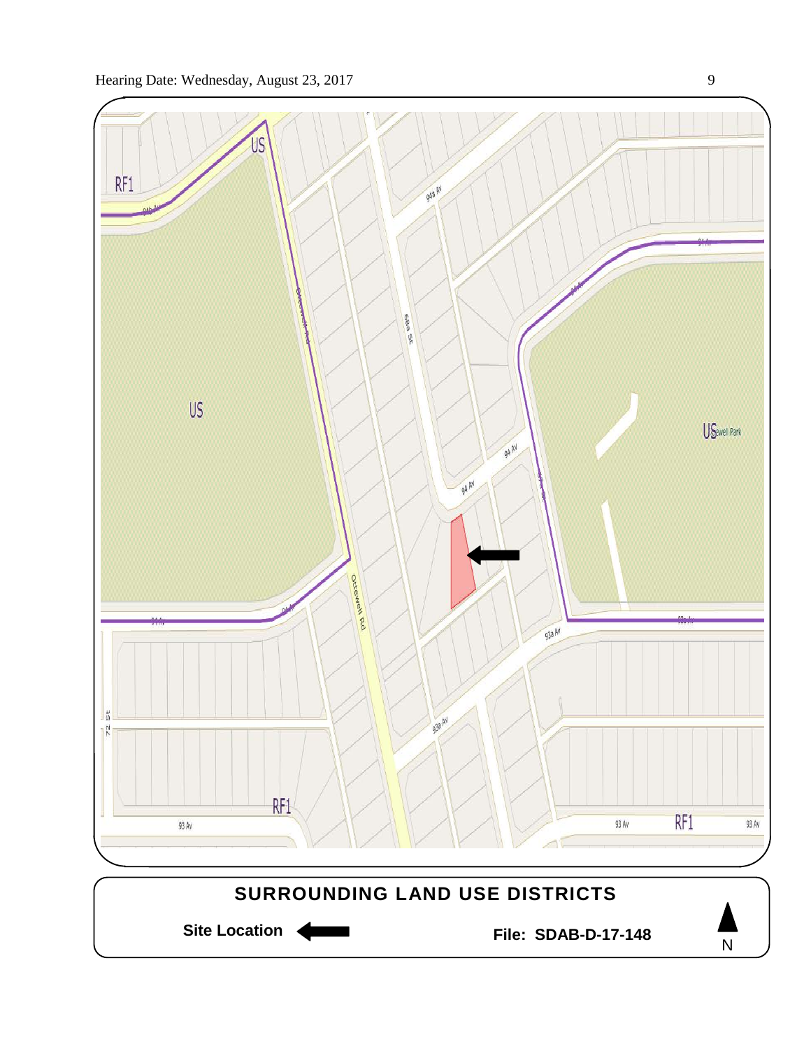## SURROUNDING LAND USE DISTRICTS

**Site Location** ⬅

**File: SDAB-D-17-148**

N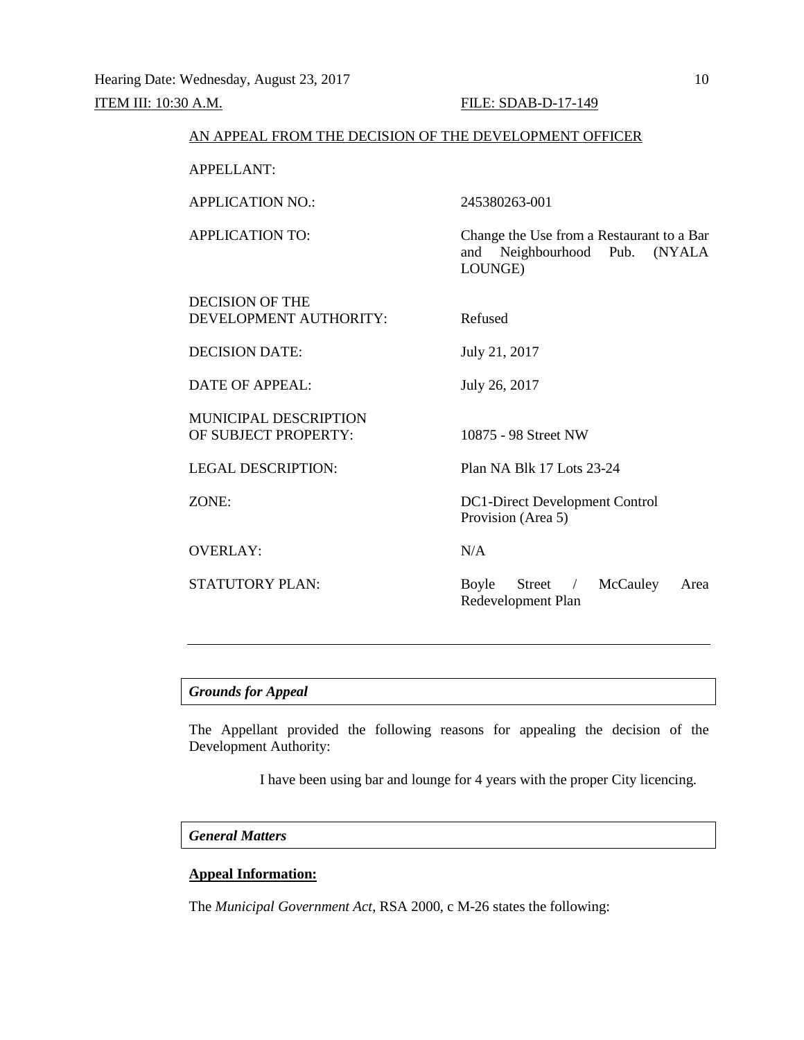Hearing Date: Wednesday, August 23, 2017

ITEM III: 10:30 A.M. FILE: SDAB-D-17-149

AN APPEAL FROM THE DECISION OF THE DEVELOPMENT OFFICER

| | |
|---|---|
| APPELLANT: | |
| APPLICATION NO.: | 245380263-001 |
| APPLICATION TO: | Change the Use from a Restaurant to a Bar and Neighbourhood Pub. (NYALA LOUNGE) |
| DECISION OF THE DEVELOPMENT AUTHORITY: | Refused |
| DECISION DATE: | July 21, 2017 |
| DATE OF APPEAL: | July 26, 2017 |
| MUNICIPAL DESCRIPTION OF SUBJECT PROPERTY: | 10875 - 98 Street NW |
| LEGAL DESCRIPTION: | Plan NA Blk 17 Lots 23-24 |
| ZONE: | DC1-Direct Development Control Provision (Area 5) |
| OVERLAY: | N/A |
| STATUTORY PLAN: | Boyle Street / McCauley Area Redevelopment Plan |

---

***Grounds for Appeal***

The Appellant provided the following reasons for appealing the decision of the Development Authority:

> I have been using bar and lounge for 4 years with the proper City licencing.

***General Matters***

**Appeal Information:**

The *Municipal Government Act*, RSA 2000, c M-26 states the following: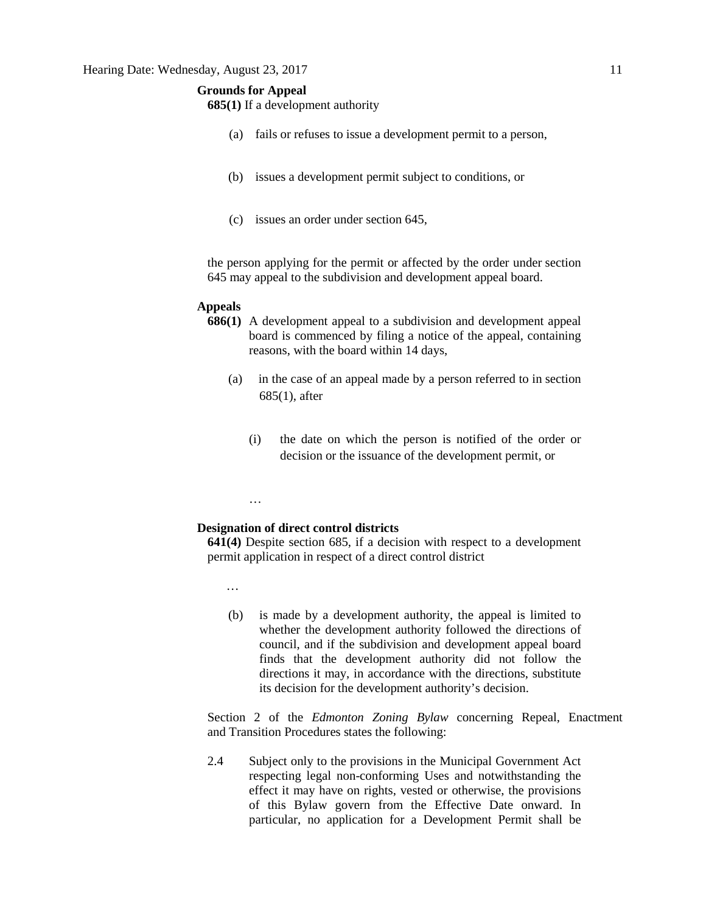**Grounds for Appeal**

**685(1)** If a development authority

(a) fails or refuses to issue a development permit to a person,

(b) issues a development permit subject to conditions, or

(c) issues an order under section 645,

the person applying for the permit or affected by the order under section 645 may appeal to the subdivision and development appeal board.

**Appeals**

**686(1)** A development appeal to a subdivision and development appeal board is commenced by filing a notice of the appeal, containing reasons, with the board within 14 days,

(a) in the case of an appeal made by a person referred to in section 685(1), after

(i) the date on which the person is notified of the order or decision or the issuance of the development permit, or

…

**Designation of direct control districts**

**641(4)** Despite section 685, if a decision with respect to a development permit application in respect of a direct control district

…

(b) is made by a development authority, the appeal is limited to whether the development authority followed the directions of council, and if the subdivision and development appeal board finds that the development authority did not follow the directions it may, in accordance with the directions, substitute its decision for the development authority's decision.

Section 2 of the *Edmonton Zoning Bylaw* concerning Repeal, Enactment and Transition Procedures states the following:

2.4 Subject only to the provisions in the Municipal Government Act respecting legal non-conforming Uses and notwithstanding the effect it may have on rights, vested or otherwise, the provisions of this Bylaw govern from the Effective Date onward. In particular, no application for a Development Permit shall be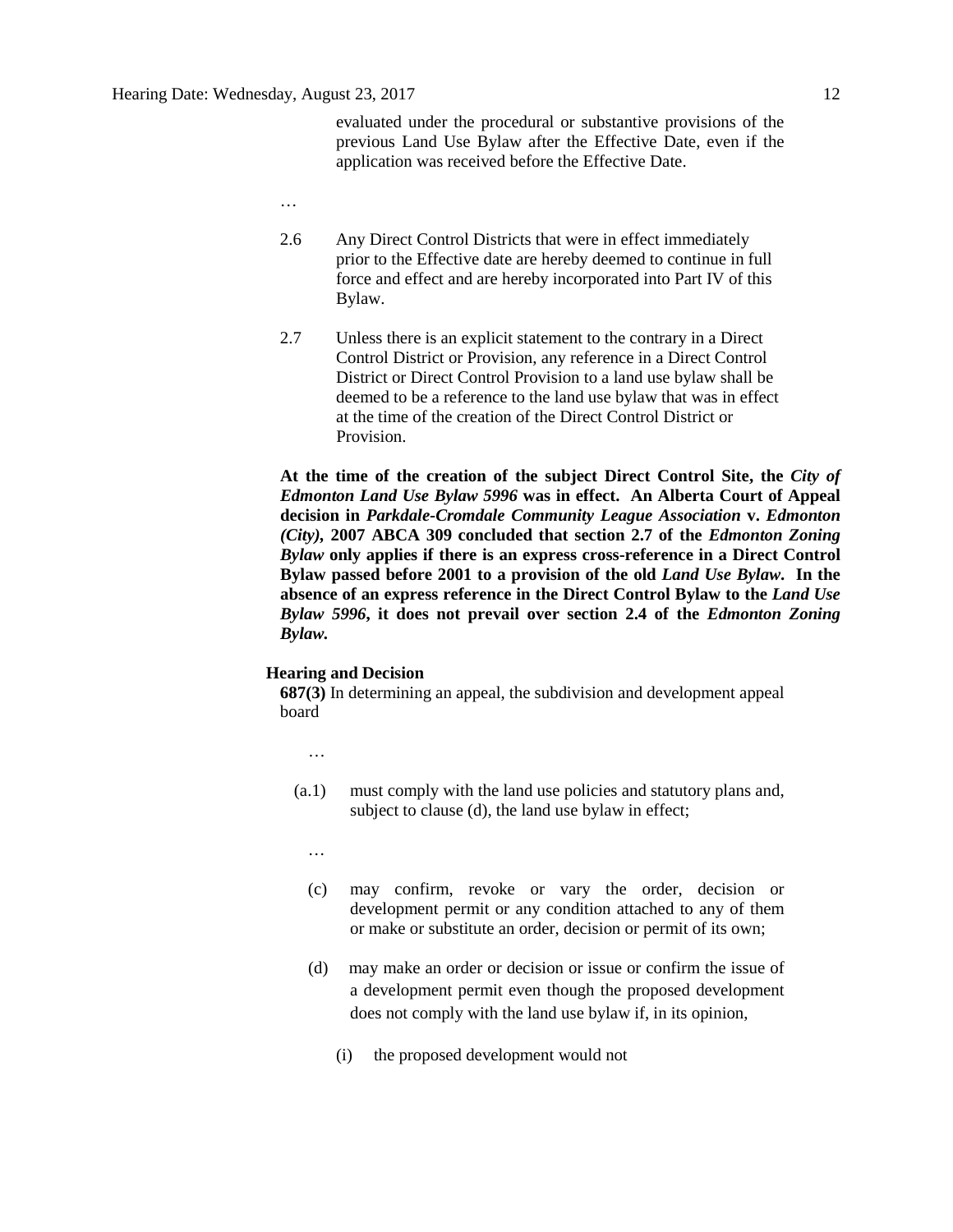evaluated under the procedural or substantive provisions of the previous Land Use Bylaw after the Effective Date, even if the application was received before the Effective Date.

…

2.6 Any Direct Control Districts that were in effect immediately prior to the Effective date are hereby deemed to continue in full force and effect and are hereby incorporated into Part IV of this Bylaw.

2.7 Unless there is an explicit statement to the contrary in a Direct Control District or Provision, any reference in a Direct Control District or Direct Control Provision to a land use bylaw shall be deemed to be a reference to the land use bylaw that was in effect at the time of the creation of the Direct Control District or Provision.

**At the time of the creation of the subject Direct Control Site, the *City of Edmonton Land Use Bylaw 5996* was in effect. An Alberta Court of Appeal decision in *Parkdale-Cromdale Community League Association* v. *Edmonton (City)*, 2007 ABCA 309 concluded that section 2.7 of the *Edmonton Zoning Bylaw* only applies if there is an express cross-reference in a Direct Control Bylaw passed before 2001 to a provision of the old *Land Use Bylaw*. In the absence of an express reference in the Direct Control Bylaw to the *Land Use Bylaw 5996*, it does not prevail over section 2.4 of the *Edmonton Zoning Bylaw*.**

**Hearing and Decision**

**687(3)** In determining an appeal, the subdivision and development appeal board

…

(a.1) must comply with the land use policies and statutory plans and, subject to clause (d), the land use bylaw in effect;

…

(c) may confirm, revoke or vary the order, decision or development permit or any condition attached to any of them or make or substitute an order, decision or permit of its own;

(d) may make an order or decision or issue or confirm the issue of a development permit even though the proposed development does not comply with the land use bylaw if, in its opinion,

(i) the proposed development would not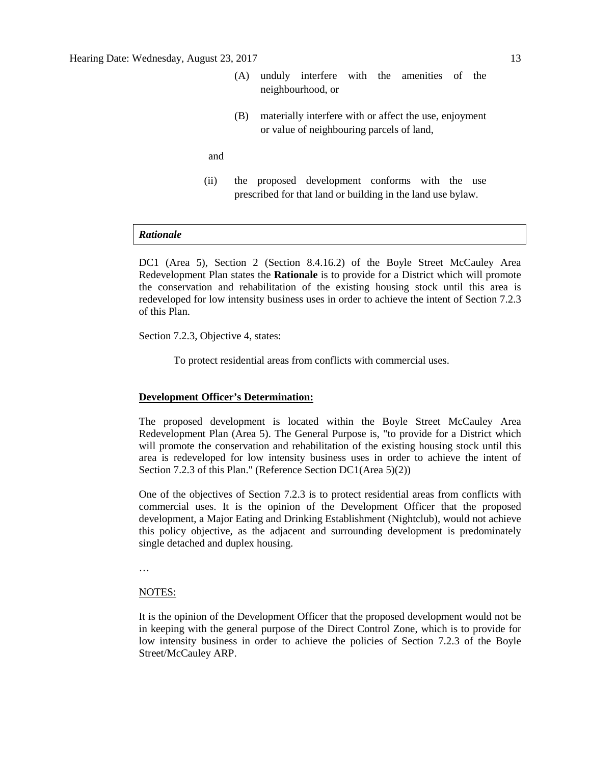(A) unduly interfere with the amenities of the neighbourhood, or

(B) materially interfere with or affect the use, enjoyment or value of neighbouring parcels of land,

and

(ii) the proposed development conforms with the use prescribed for that land or building in the land use bylaw.

| ***Rationale*** |
| --- |

DC1 (Area 5), Section 2 (Section 8.4.16.2) of the Boyle Street McCauley Area Redevelopment Plan states the **Rationale** is to provide for a District which will promote the conservation and rehabilitation of the existing housing stock until this area is redeveloped for low intensity business uses in order to achieve the intent of Section 7.2.3 of this Plan.

Section 7.2.3, Objective 4, states:

> To protect residential areas from conflicts with commercial uses.

**Development Officer's Determination:**

The proposed development is located within the Boyle Street McCauley Area Redevelopment Plan (Area 5). The General Purpose is, "to provide for a District which will promote the conservation and rehabilitation of the existing housing stock until this area is redeveloped for low intensity business uses in order to achieve the intent of Section 7.2.3 of this Plan." (Reference Section DC1(Area 5)(2))

One of the objectives of Section 7.2.3 is to protect residential areas from conflicts with commercial uses. It is the opinion of the Development Officer that the proposed development, a Major Eating and Drinking Establishment (Nightclub), would not achieve this policy objective, as the adjacent and surrounding development is predominately single detached and duplex housing.

…

NOTES:

It is the opinion of the Development Officer that the proposed development would not be in keeping with the general purpose of the Direct Control Zone, which is to provide for low intensity business in order to achieve the policies of Section 7.2.3 of the Boyle Street/McCauley ARP.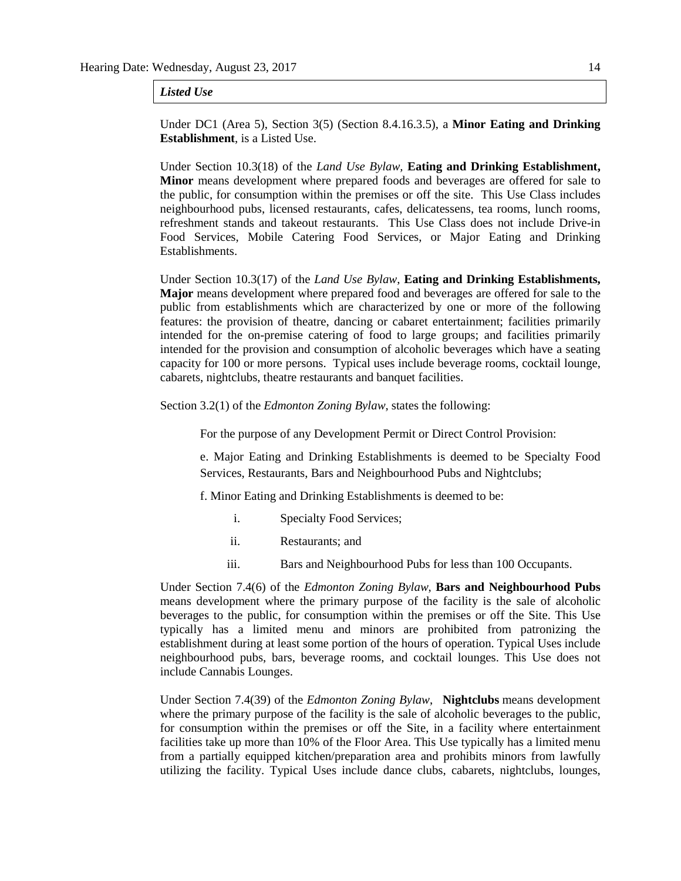***Listed Use***

Under DC1 (Area 5), Section 3(5) (Section 8.4.16.3.5), a **Minor Eating and Drinking Establishment**, is a Listed Use.

Under Section 10.3(18) of the *Land Use Bylaw*, **Eating and Drinking Establishment, Minor** means development where prepared foods and beverages are offered for sale to the public, for consumption within the premises or off the site. This Use Class includes neighbourhood pubs, licensed restaurants, cafes, delicatessens, tea rooms, lunch rooms, refreshment stands and takeout restaurants. This Use Class does not include Drive-in Food Services, Mobile Catering Food Services, or Major Eating and Drinking Establishments.

Under Section 10.3(17) of the *Land Use Bylaw*, **Eating and Drinking Establishments, Major** means development where prepared food and beverages are offered for sale to the public from establishments which are characterized by one or more of the following features: the provision of theatre, dancing or cabaret entertainment; facilities primarily intended for the on-premise catering of food to large groups; and facilities primarily intended for the provision and consumption of alcoholic beverages which have a seating capacity for 100 or more persons. Typical uses include beverage rooms, cocktail lounge, cabarets, nightclubs, theatre restaurants and banquet facilities.

Section 3.2(1) of the *Edmonton Zoning Bylaw*, states the following:

> For the purpose of any Development Permit or Direct Control Provision:
>
> e. Major Eating and Drinking Establishments is deemed to be Specialty Food Services, Restaurants, Bars and Neighbourhood Pubs and Nightclubs;
>
> f. Minor Eating and Drinking Establishments is deemed to be:
>
> i. Specialty Food Services;
>
> ii. Restaurants; and
>
> iii. Bars and Neighbourhood Pubs for less than 100 Occupants.

Under Section 7.4(6) of the *Edmonton Zoning Bylaw*, **Bars and Neighbourhood Pubs** means development where the primary purpose of the facility is the sale of alcoholic beverages to the public, for consumption within the premises or off the Site. This Use typically has a limited menu and minors are prohibited from patronizing the establishment during at least some portion of the hours of operation. Typical Uses include neighbourhood pubs, bars, beverage rooms, and cocktail lounges. This Use does not include Cannabis Lounges.

Under Section 7.4(39) of the *Edmonton Zoning Bylaw*, **Nightclubs** means development where the primary purpose of the facility is the sale of alcoholic beverages to the public, for consumption within the premises or off the Site, in a facility where entertainment facilities take up more than 10% of the Floor Area. This Use typically has a limited menu from a partially equipped kitchen/preparation area and prohibits minors from lawfully utilizing the facility. Typical Uses include dance clubs, cabarets, nightclubs, lounges,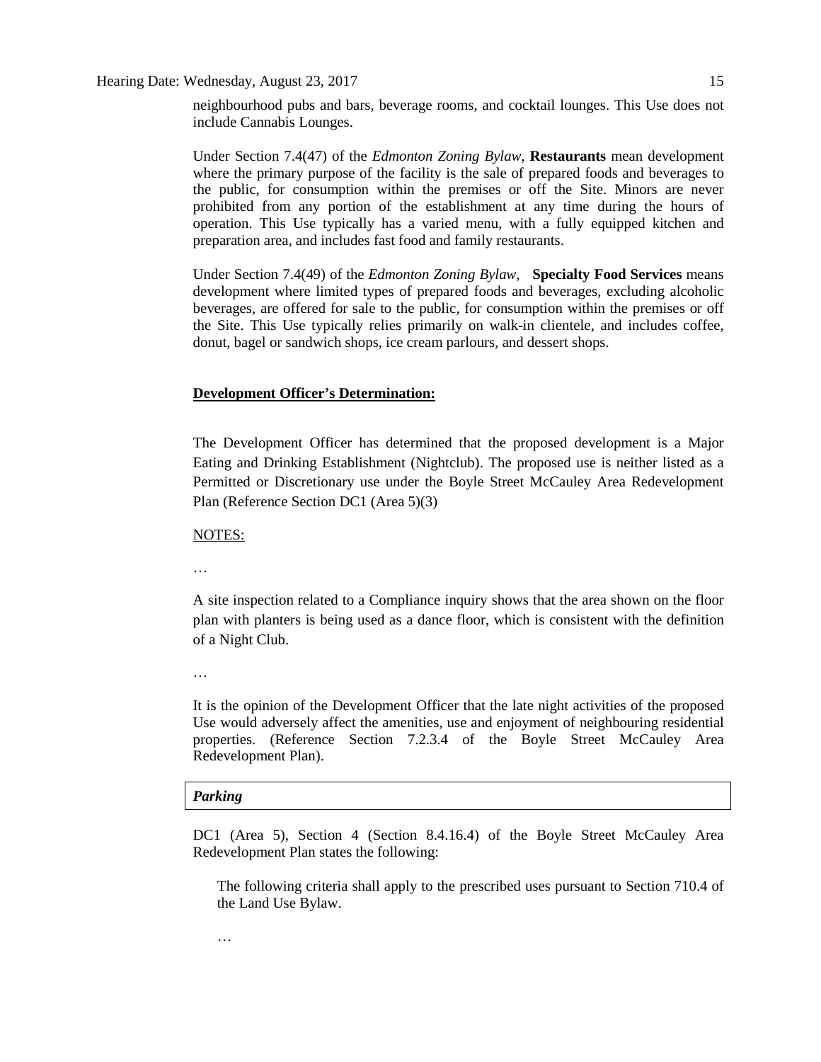neighbourhood pubs and bars, beverage rooms, and cocktail lounges. This Use does not include Cannabis Lounges.

Under Section 7.4(47) of the *Edmonton Zoning Bylaw*, **Restaurants** mean development where the primary purpose of the facility is the sale of prepared foods and beverages to the public, for consumption within the premises or off the Site. Minors are never prohibited from any portion of the establishment at any time during the hours of operation. This Use typically has a varied menu, with a fully equipped kitchen and preparation area, and includes fast food and family restaurants.

Under Section 7.4(49) of the *Edmonton Zoning Bylaw*, **Specialty Food Services** means development where limited types of prepared foods and beverages, excluding alcoholic beverages, are offered for sale to the public, for consumption within the premises or off the Site. This Use typically relies primarily on walk-in clientele, and includes coffee, donut, bagel or sandwich shops, ice cream parlours, and dessert shops.

**Development Officer's Determination:**

The Development Officer has determined that the proposed development is a Major Eating and Drinking Establishment (Nightclub). The proposed use is neither listed as a Permitted or Discretionary use under the Boyle Street McCauley Area Redevelopment Plan (Reference Section DC1 (Area 5)(3)

NOTES:

…

A site inspection related to a Compliance inquiry shows that the area shown on the floor plan with planters is being used as a dance floor, which is consistent with the definition of a Night Club.

…

It is the opinion of the Development Officer that the late night activities of the proposed Use would adversely affect the amenities, use and enjoyment of neighbouring residential properties. (Reference Section 7.2.3.4 of the Boyle Street McCauley Area Redevelopment Plan).

***Parking***

DC1 (Area 5), Section 4 (Section 8.4.16.4) of the Boyle Street McCauley Area Redevelopment Plan states the following:

> The following criteria shall apply to the prescribed uses pursuant to Section 710.4 of the Land Use Bylaw.
>
> …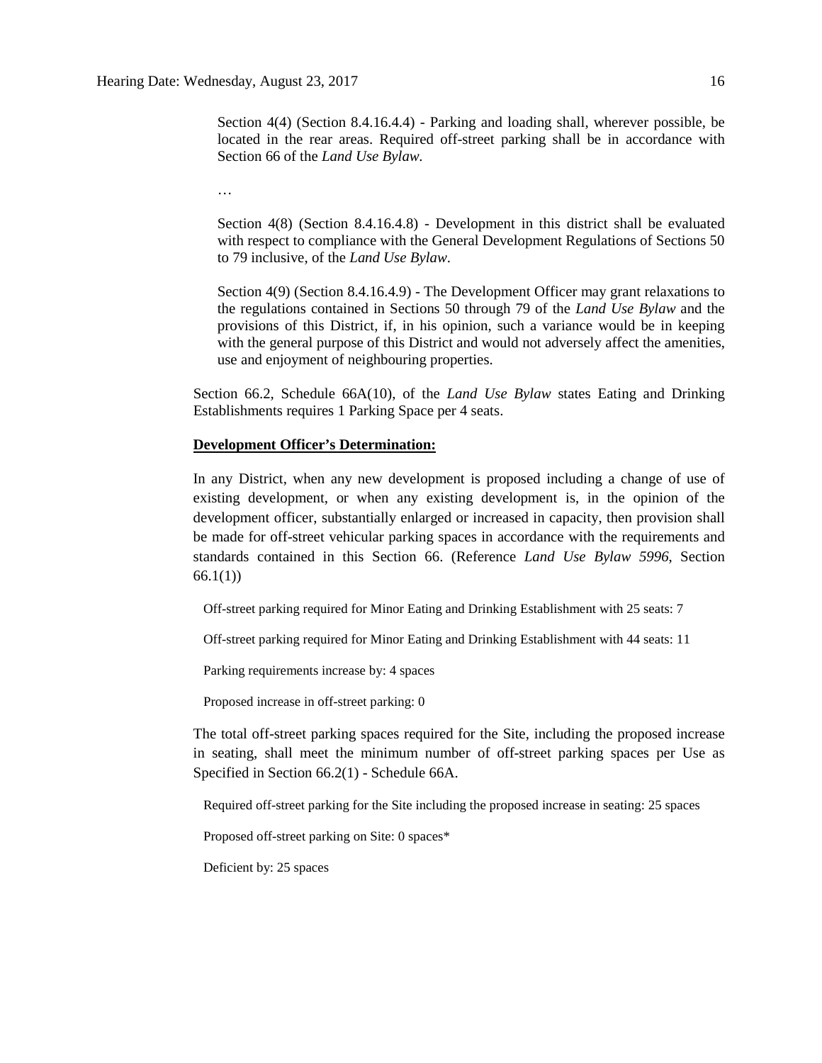Section 4(4) (Section 8.4.16.4.4) - Parking and loading shall, wherever possible, be located in the rear areas. Required off-street parking shall be in accordance with Section 66 of the *Land Use Bylaw*.

…

Section 4(8) (Section 8.4.16.4.8) - Development in this district shall be evaluated with respect to compliance with the General Development Regulations of Sections 50 to 79 inclusive, of the *Land Use Bylaw*.

Section 4(9) (Section 8.4.16.4.9) - The Development Officer may grant relaxations to the regulations contained in Sections 50 through 79 of the *Land Use Bylaw* and the provisions of this District, if, in his opinion, such a variance would be in keeping with the general purpose of this District and would not adversely affect the amenities, use and enjoyment of neighbouring properties.

Section 66.2, Schedule 66A(10), of the *Land Use Bylaw* states Eating and Drinking Establishments requires 1 Parking Space per 4 seats.

**Development Officer's Determination:**

In any District, when any new development is proposed including a change of use of existing development, or when any existing development is, in the opinion of the development officer, substantially enlarged or increased in capacity, then provision shall be made for off-street vehicular parking spaces in accordance with the requirements and standards contained in this Section 66. (Reference *Land Use Bylaw 5996*, Section 66.1(1))

Off-street parking required for Minor Eating and Drinking Establishment with 25 seats: 7

Off-street parking required for Minor Eating and Drinking Establishment with 44 seats: 11

Parking requirements increase by: 4 spaces

Proposed increase in off-street parking: 0

The total off-street parking spaces required for the Site, including the proposed increase in seating, shall meet the minimum number of off-street parking spaces per Use as Specified in Section 66.2(1) - Schedule 66A.

Required off-street parking for the Site including the proposed increase in seating: 25 spaces

Proposed off-street parking on Site: 0 spaces*

Deficient by: 25 spaces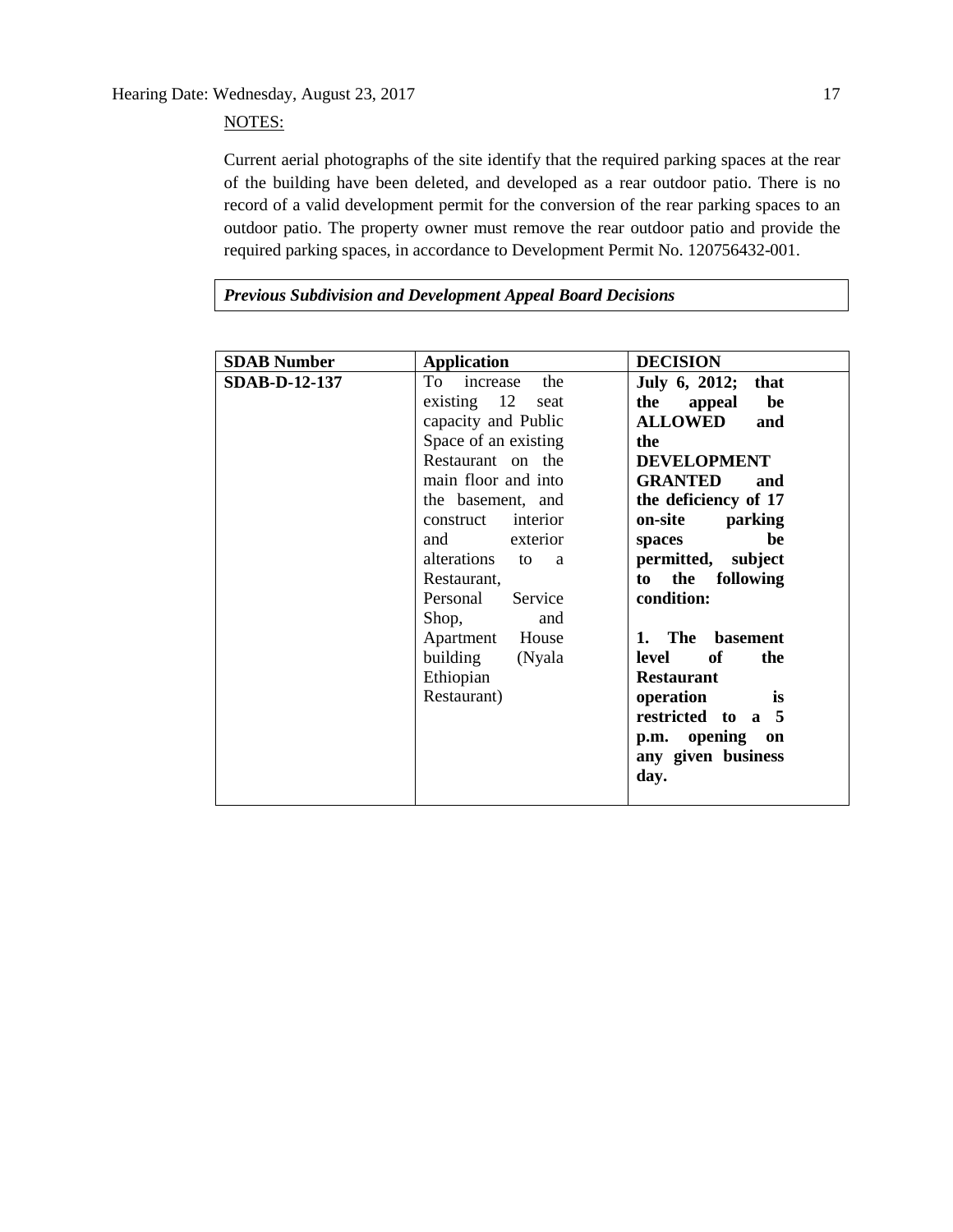NOTES:

Current aerial photographs of the site identify that the required parking spaces at the rear of the building have been deleted, and developed as a rear outdoor patio. There is no record of a valid development permit for the conversion of the rear parking spaces to an outdoor patio. The property owner must remove the rear outdoor patio and provide the required parking spaces, in accordance to Development Permit No. 120756432-001.

***Previous Subdivision and Development Appeal Board Decisions***

| **SDAB Number** | **Application** | **DECISION** |
|---|---|---|
| **SDAB-D-12-137** | To increase the existing 12 seat capacity and Public Space of an existing Restaurant on the main floor and into the basement, and construct interior and exterior alterations to a Restaurant, Personal Service Shop, and Apartment House building (Nyala Ethiopian Restaurant) | **July 6, 2012; that the appeal be ALLOWED and the DEVELOPMENT GRANTED and the deficiency of 17 on-site parking spaces be permitted, subject to the following condition:**<br><br>**1. The basement level of the Restaurant operation is restricted to a 5 p.m. opening on any given business day.** |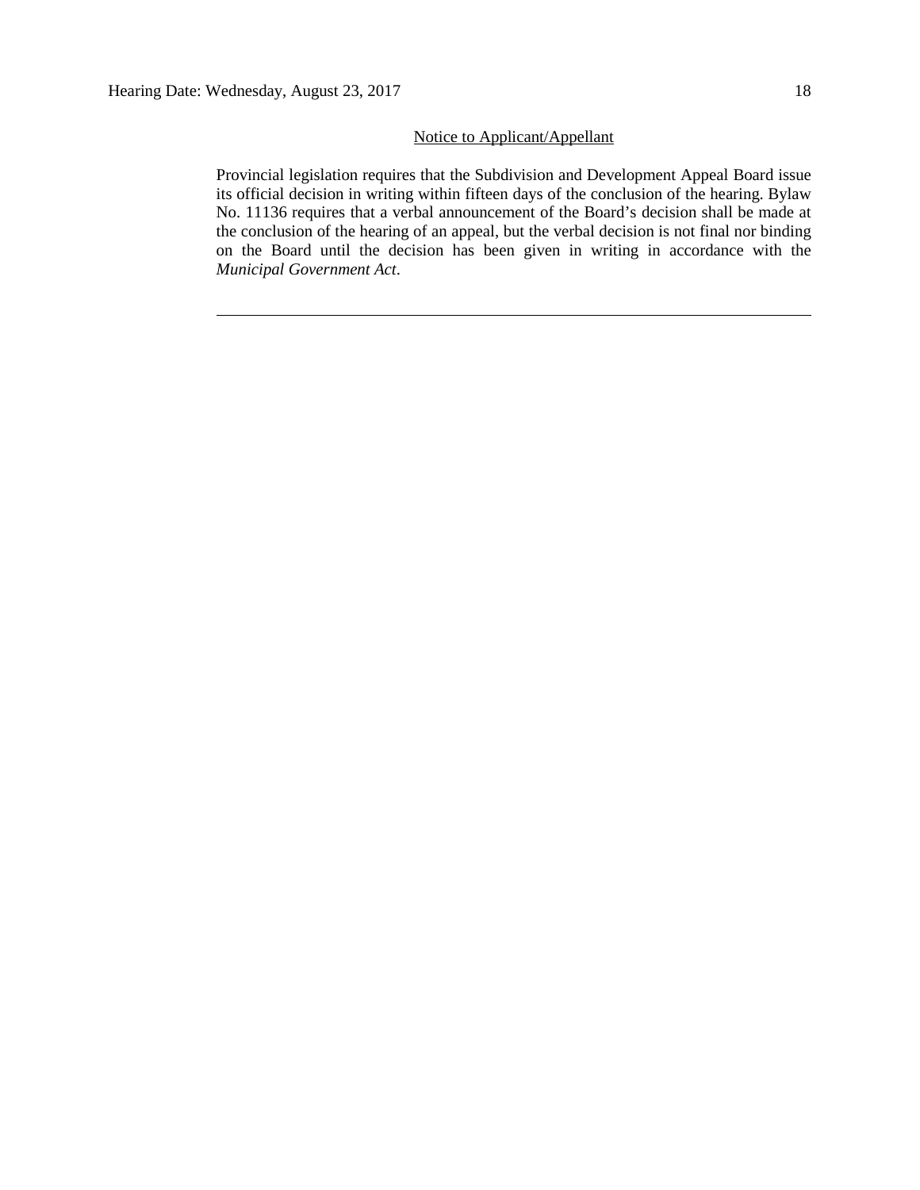Notice to Applicant/Appellant

Provincial legislation requires that the Subdivision and Development Appeal Board issue its official decision in writing within fifteen days of the conclusion of the hearing. Bylaw No. 11136 requires that a verbal announcement of the Board's decision shall be made at the conclusion of the hearing of an appeal, but the verbal decision is not final nor binding on the Board until the decision has been given in writing in accordance with the *Municipal Government Act*.

---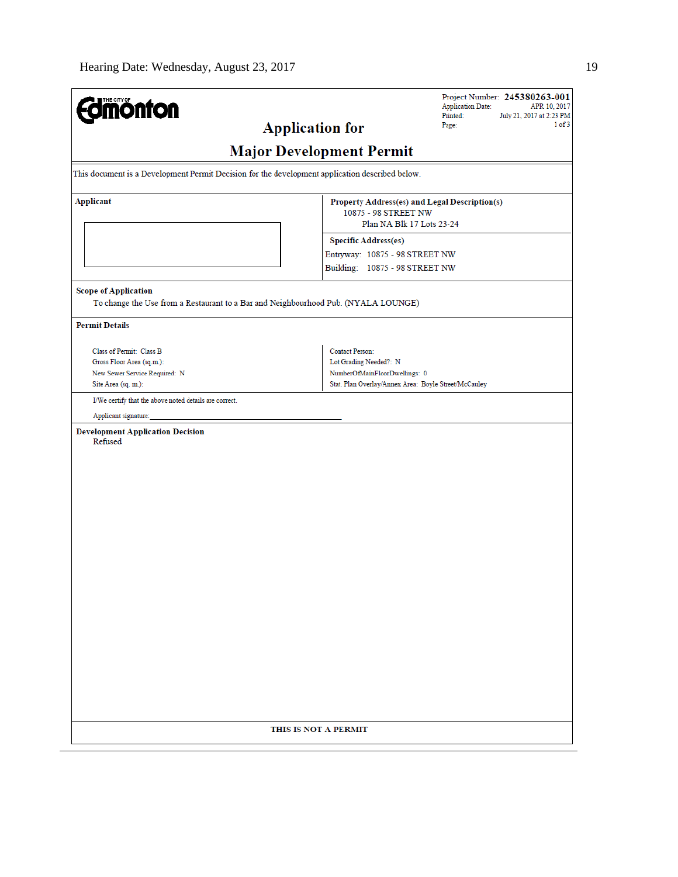THE CITY OF Edmonton

Project Number: **245380263-001**
Application Date: APR 10, 2017
Printed: July 21, 2017 at 2:23 PM
Page: 1 of 3

# Application for

# Major Development Permit

This document is a Development Permit Decision for the development application described below.

| **Applicant** | **Property Address(es) and Legal Description(s)** |
|---|---|
| | 10875 - 98 STREET NW<br>Plan NA Blk 17 Lots 23-24 |
| | **Specific Address(es)**<br>Entryway: 10875 - 98 STREET NW<br>Building: 10875 - 98 STREET NW |

**Scope of Application**

To change the Use from a Restaurant to a Bar and Neighbourhood Pub. (NYALA LOUNGE)

**Permit Details**

| | |
|---|---|
| Class of Permit: Class B | Contact Person: |
| Gross Floor Area (sq.m.): | Lot Grading Needed?: N |
| New Sewer Service Required: N | NumberOfMainFloorDwellings: 0 |
| Site Area (sq. m.): | Stat. Plan Overlay/Annex Area: Boyle Street/McCauley |

I/We certify that the above noted details are correct.

Applicant signature:_______________________________________________

**Development Application Decision**

Refused

**THIS IS NOT A PERMIT**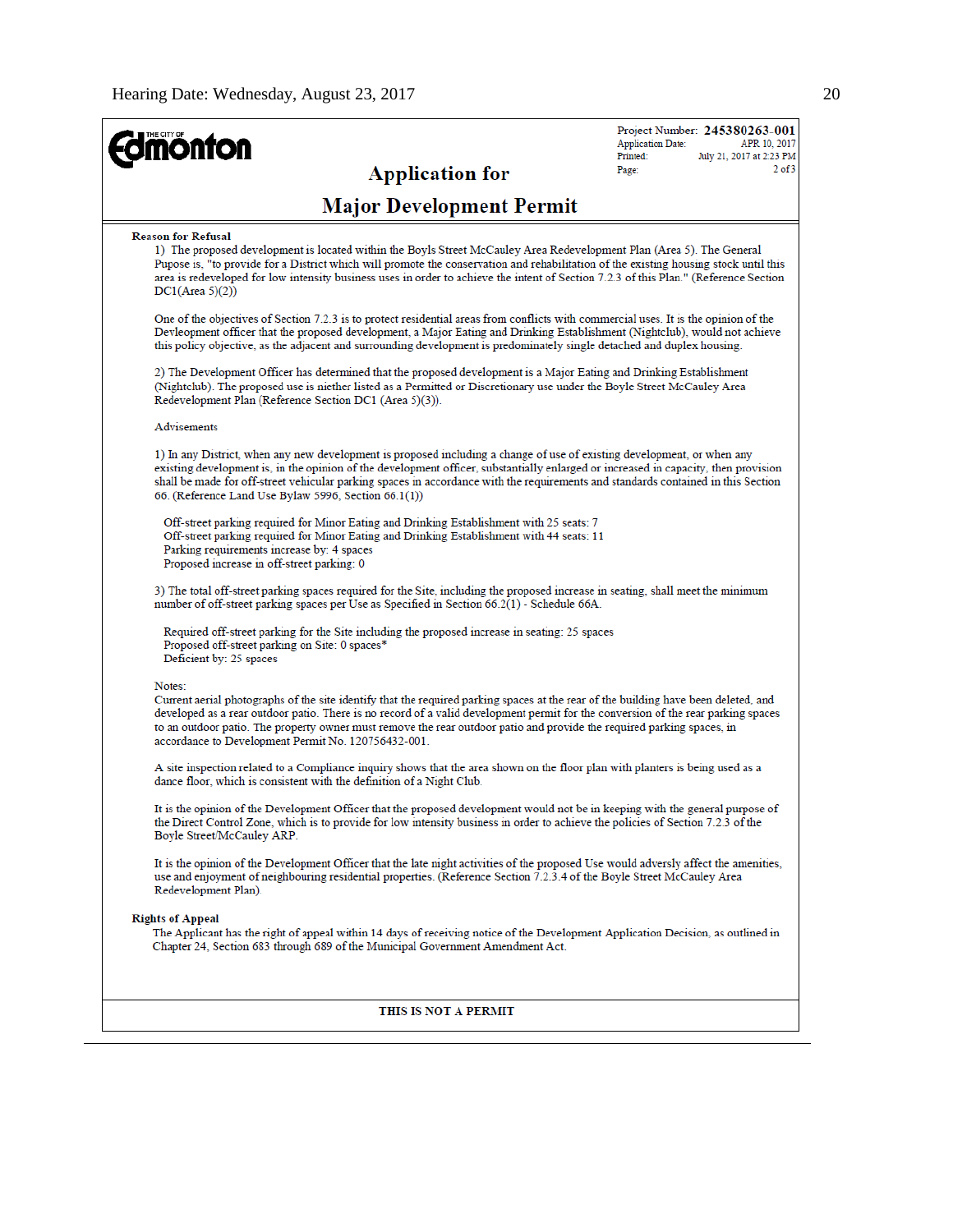**Edmonton** (THE CITY OF)

Project Number: **245380263-001**
Application Date: APR 10, 2017
Printed: July 21, 2017 at 2:23 PM
Page: 2 of 3

## Application for

## Major Development Permit

**Reason for Refusal**

1) The proposed development is located within the Boyls Street McCauley Area Redevelopment Plan (Area 5). The General Pupose is, "to provide for a District which will promote the conservation and rehabilitation of the existing housing stock until this area is redeveloped for low intensity business uses in order to achieve the intent of Section 7.2.3 of this Plan." (Reference Section DC1(Area 5)(2))

One of the objectives of Section 7.2.3 is to protect residential areas from conflicts with commercial uses. It is the opinion of the Devleopment officer that the proposed development, a Major Eating and Drinking Establishment (Nightclub), would not achieve this policy objective, as the adjacent and surrounding development is predominately single detached and duplex housing.

2) The Development Officer has determined that the proposed development is a Major Eating and Drinking Establishment (Nightclub). The proposed use is niether listed as a Permitted or Discretionary use under the Boyle Street McCauley Area Redevelopment Plan (Reference Section DC1 (Area 5)(3)).

Advisements

1) In any District, when any new development is proposed including a change of use of existing development, or when any existing development is, in the opinion of the development officer, substantially enlarged or increased in capacity, then provision shall be made for off-street vehicular parking spaces in accordance with the requirements and standards contained in this Section 66. (Reference Land Use Bylaw 5996, Section 66.1(1))

Off-street parking required for Minor Eating and Drinking Establishment with 25 seats: 7
Off-street parking required for Minor Eating and Drinking Establishment with 44 seats: 11
Parking requirements increase by: 4 spaces
Proposed increase in off-street parking: 0

3) The total off-street parking spaces required for the Site, including the proposed increase in seating, shall meet the minimum number of off-street parking spaces per Use as Specified in Section 66.2(1) - Schedule 66A.

Required off-street parking for the Site including the proposed increase in seating: 25 spaces
Proposed off-street parking on Site: 0 spaces*
Deficient by: 25 spaces

Notes:
Current aerial photographs of the site identify that the required parking spaces at the rear of the building have been deleted, and developed as a rear outdoor patio. There is no record of a valid development permit for the conversion of the rear parking spaces to an outdoor patio. The property owner must remove the rear outdoor patio and provide the required parking spaces, in accordance to Development Permit No. 120756432-001.

A site inspection related to a Compliance inquiry shows that the area shown on the floor plan with planters is being used as a dance floor, which is consistent with the definition of a Night Club.

It is the opinion of the Development Officer that the proposed development would not be in keeping with the general purpose of the Direct Control Zone, which is to provide for low intensity business in order to achieve the policies of Section 7.2.3 of the Boyle Street/McCauley ARP.

It is the opinion of the Development Officer that the late night activities of the proposed Use would adversly affect the amenities, use and enjoyment of neighbouring residential properties. (Reference Section 7.2.3.4 of the Boyle Street McCauley Area Redevelopment Plan)

**Rights of Appeal**

The Applicant has the right of appeal within 14 days of receiving notice of the Development Application Decision, as outlined in Chapter 24, Section 683 through 689 of the Municipal Government Amendment Act.

**THIS IS NOT A PERMIT**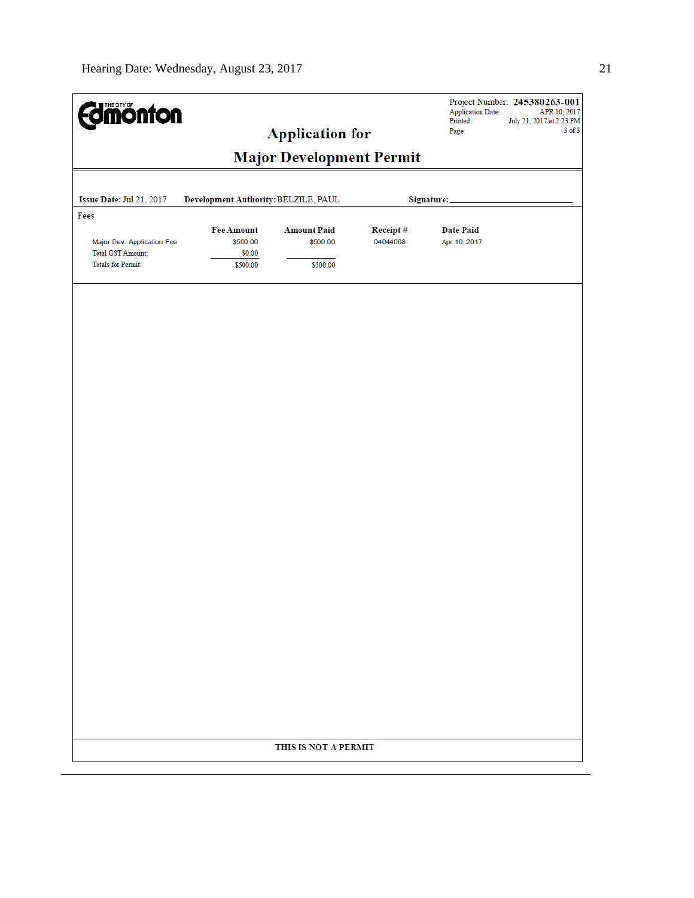Project Number: **245380263-001**
Application Date: APR 10, 2017
Printed: July 21, 2017 at 2:23 PM
Page: 3 of 3

# Application for
# Major Development Permit

**Issue Date:** Jul 21, 2017 **Development Authority:** BELZILE, PAUL **Signature:** ___________________________

**Fees**

| | Fee Amount | Amount Paid | Receipt # | Date Paid |
|---|---|---|---|---|
| Major Dev. Application Fee | $500.00 | $500.00 | 04044068 | Apr 10, 2017 |
| Total GST Amount: | $0.00 | | | |
| Totals for Permit: | $500.00 | $500.00 | | |

**THIS IS NOT A PERMIT**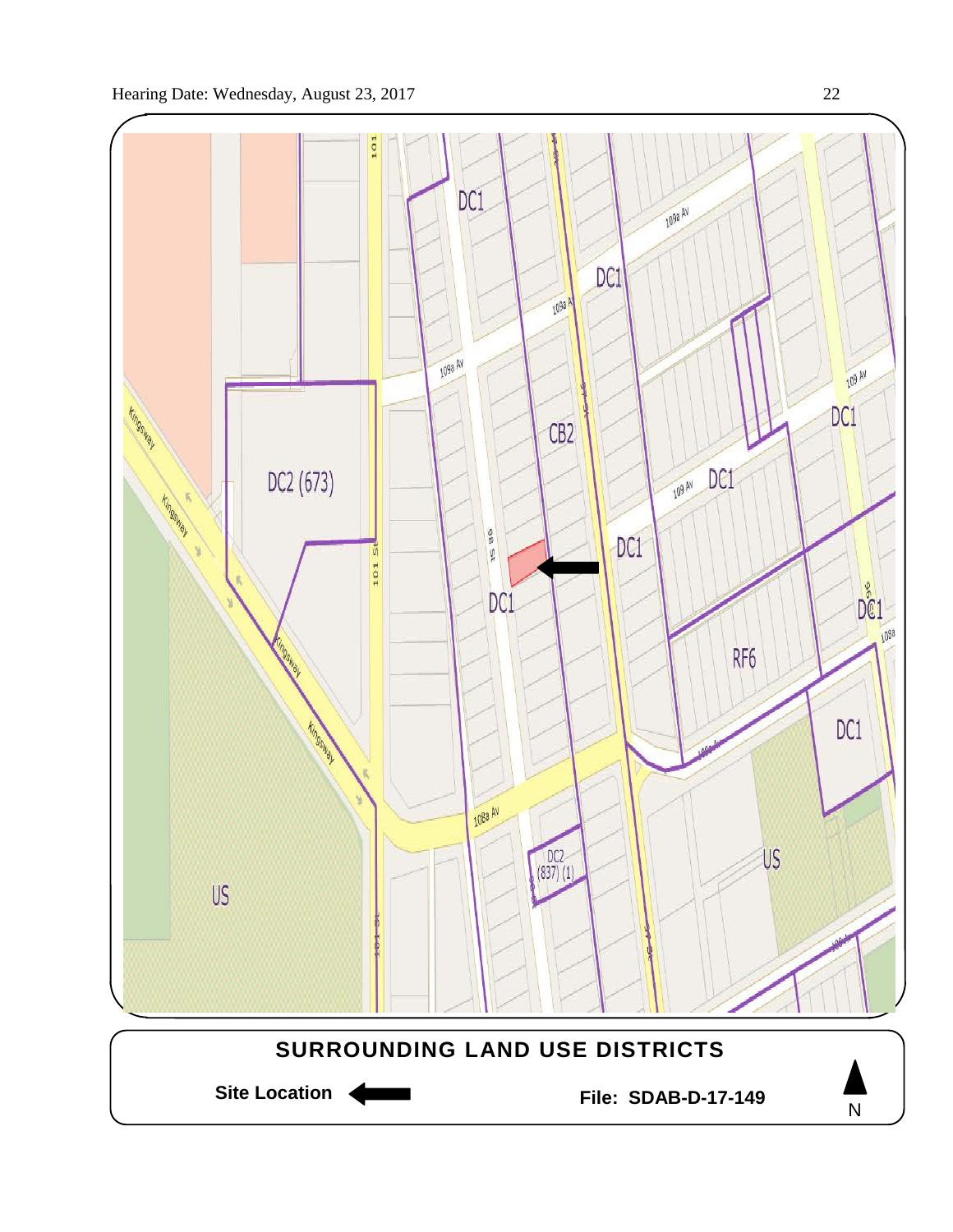**SURROUNDING LAND USE DISTRICTS**

**Site Location** ⬅

**File: SDAB-D-17-149**

N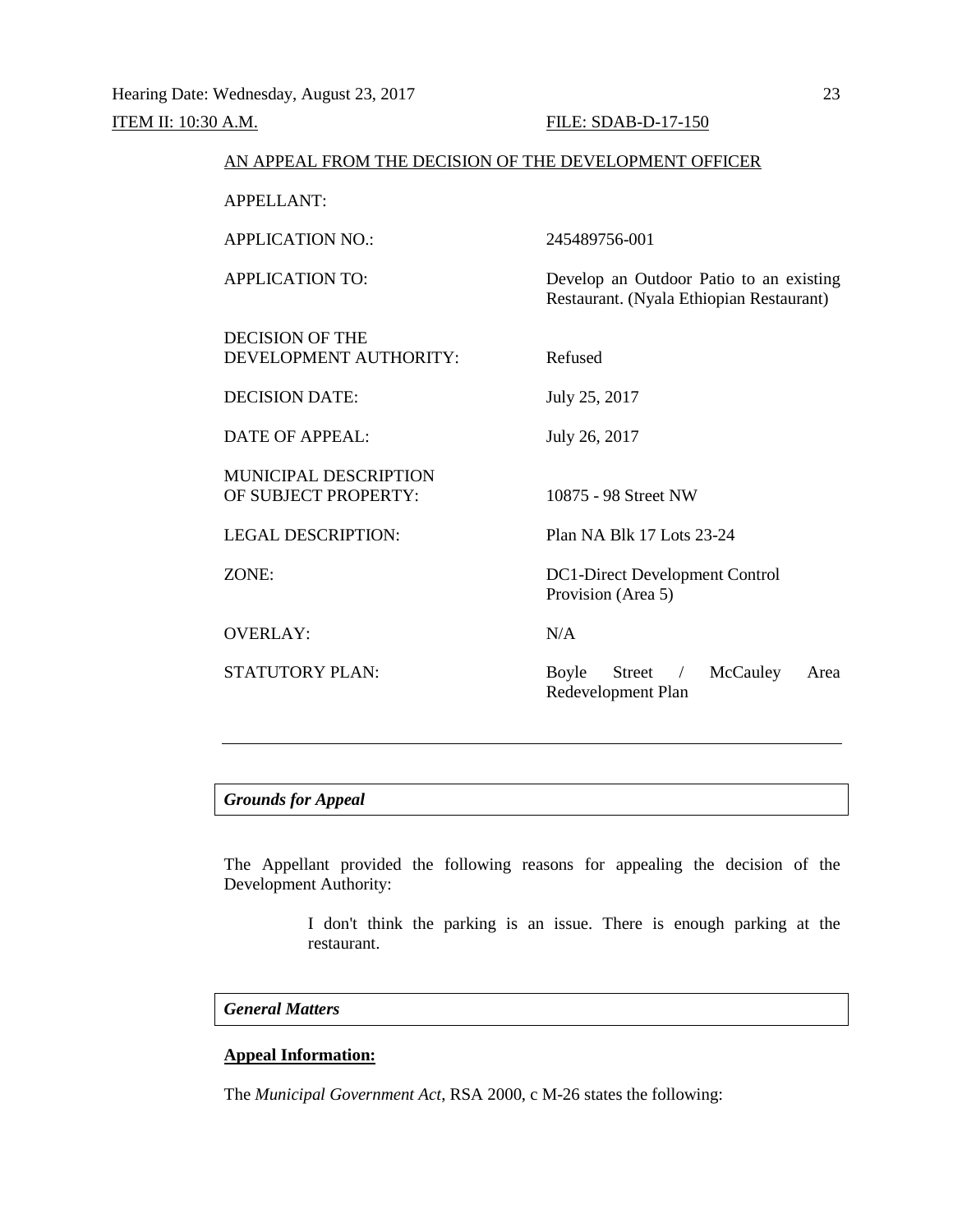Hearing Date: Wednesday, August 23, 2017

ITEM II: 10:30 A.M. FILE: SDAB-D-17-150

AN APPEAL FROM THE DECISION OF THE DEVELOPMENT OFFICER

| | |
|---|---|
| APPELLANT: | |
| APPLICATION NO.: | 245489756-001 |
| APPLICATION TO: | Develop an Outdoor Patio to an existing Restaurant. (Nyala Ethiopian Restaurant) |
| DECISION OF THE DEVELOPMENT AUTHORITY: | Refused |
| DECISION DATE: | July 25, 2017 |
| DATE OF APPEAL: | July 26, 2017 |
| MUNICIPAL DESCRIPTION OF SUBJECT PROPERTY: | 10875 - 98 Street NW |
| LEGAL DESCRIPTION: | Plan NA Blk 17 Lots 23-24 |
| ZONE: | DC1-Direct Development Control Provision (Area 5) |
| OVERLAY: | N/A |
| STATUTORY PLAN: | Boyle Street / McCauley Area Redevelopment Plan |

---

***Grounds for Appeal***

The Appellant provided the following reasons for appealing the decision of the Development Authority:

> I don't think the parking is an issue. There is enough parking at the restaurant.

***General Matters***

**Appeal Information:**

The *Municipal Government Act*, RSA 2000, c M-26 states the following: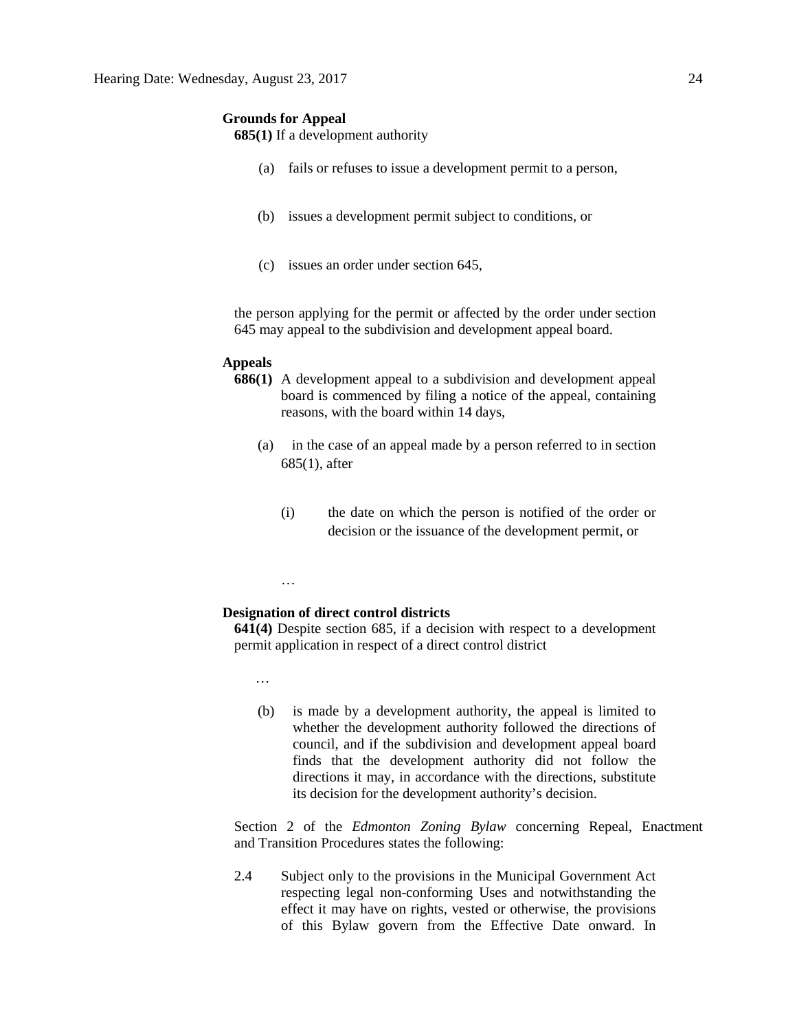**Grounds for Appeal**

**685(1)** If a development authority

(a) fails or refuses to issue a development permit to a person,

(b) issues a development permit subject to conditions, or

(c) issues an order under section 645,

the person applying for the permit or affected by the order under section 645 may appeal to the subdivision and development appeal board.

**Appeals**

**686(1)** A development appeal to a subdivision and development appeal board is commenced by filing a notice of the appeal, containing reasons, with the board within 14 days,

(a) in the case of an appeal made by a person referred to in section 685(1), after

(i) the date on which the person is notified of the order or decision or the issuance of the development permit, or

…

**Designation of direct control districts**

**641(4)** Despite section 685, if a decision with respect to a development permit application in respect of a direct control district

…

(b) is made by a development authority, the appeal is limited to whether the development authority followed the directions of council, and if the subdivision and development appeal board finds that the development authority did not follow the directions it may, in accordance with the directions, substitute its decision for the development authority's decision.

Section 2 of the *Edmonton Zoning Bylaw* concerning Repeal, Enactment and Transition Procedures states the following:

2.4 Subject only to the provisions in the Municipal Government Act respecting legal non-conforming Uses and notwithstanding the effect it may have on rights, vested or otherwise, the provisions of this Bylaw govern from the Effective Date onward. In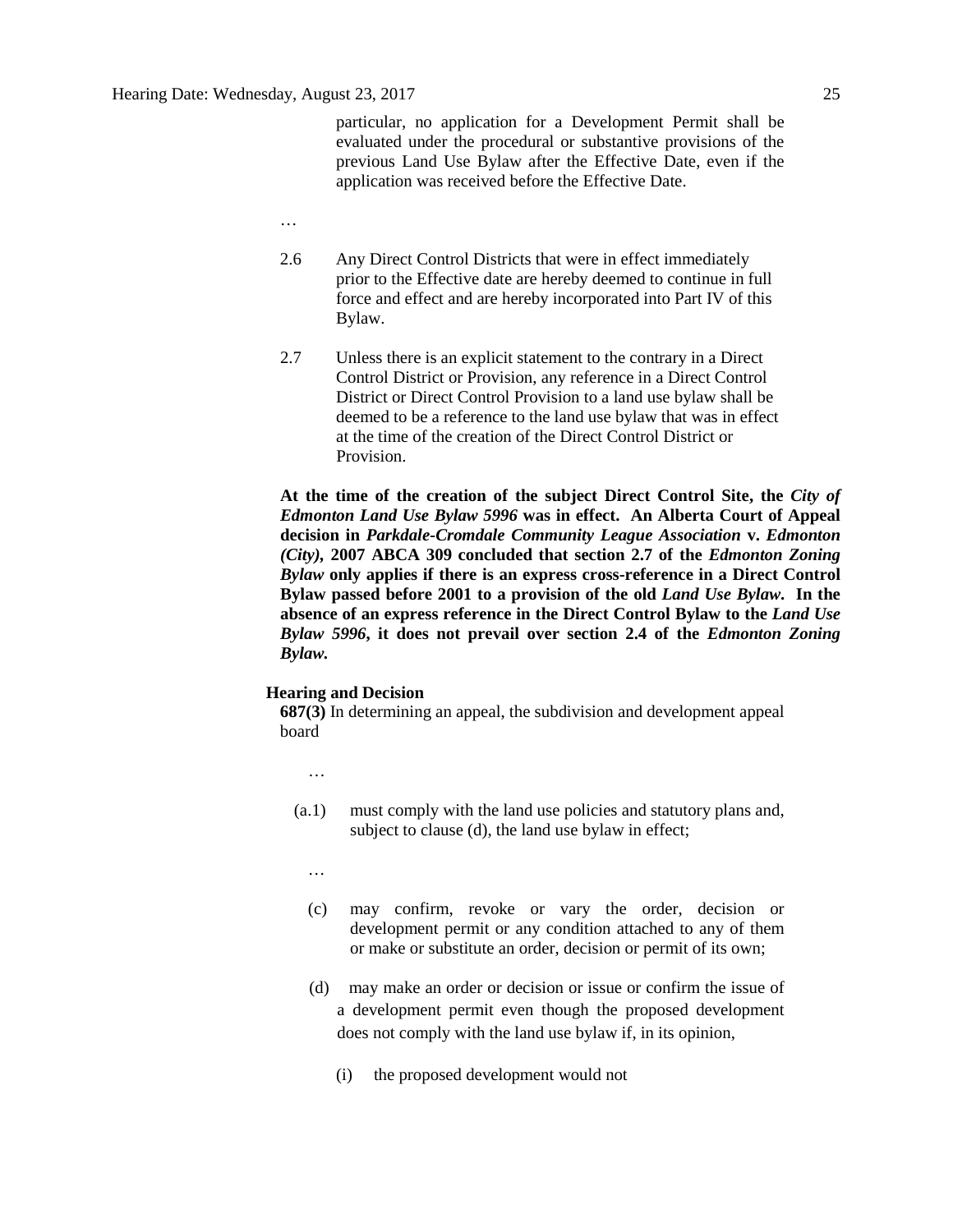particular, no application for a Development Permit shall be evaluated under the procedural or substantive provisions of the previous Land Use Bylaw after the Effective Date, even if the application was received before the Effective Date.

…

2.6 Any Direct Control Districts that were in effect immediately prior to the Effective date are hereby deemed to continue in full force and effect and are hereby incorporated into Part IV of this Bylaw.

2.7 Unless there is an explicit statement to the contrary in a Direct Control District or Provision, any reference in a Direct Control District or Direct Control Provision to a land use bylaw shall be deemed to be a reference to the land use bylaw that was in effect at the time of the creation of the Direct Control District or Provision.

**At the time of the creation of the subject Direct Control Site, the *City of Edmonton Land Use Bylaw 5996* was in effect. An Alberta Court of Appeal decision in *Parkdale-Cromdale Community League Association* v. *Edmonton (City)*, 2007 ABCA 309 concluded that section 2.7 of the *Edmonton Zoning Bylaw* only applies if there is an express cross-reference in a Direct Control Bylaw passed before 2001 to a provision of the old *Land Use Bylaw*. In the absence of an express reference in the Direct Control Bylaw to the *Land Use Bylaw 5996*, it does not prevail over section 2.4 of the *Edmonton Zoning Bylaw.***

**Hearing and Decision**

**687(3)** In determining an appeal, the subdivision and development appeal board

…

(a.1) must comply with the land use policies and statutory plans and, subject to clause (d), the land use bylaw in effect;

…

(c) may confirm, revoke or vary the order, decision or development permit or any condition attached to any of them or make or substitute an order, decision or permit of its own;

(d) may make an order or decision or issue or confirm the issue of a development permit even though the proposed development does not comply with the land use bylaw if, in its opinion,

(i) the proposed development would not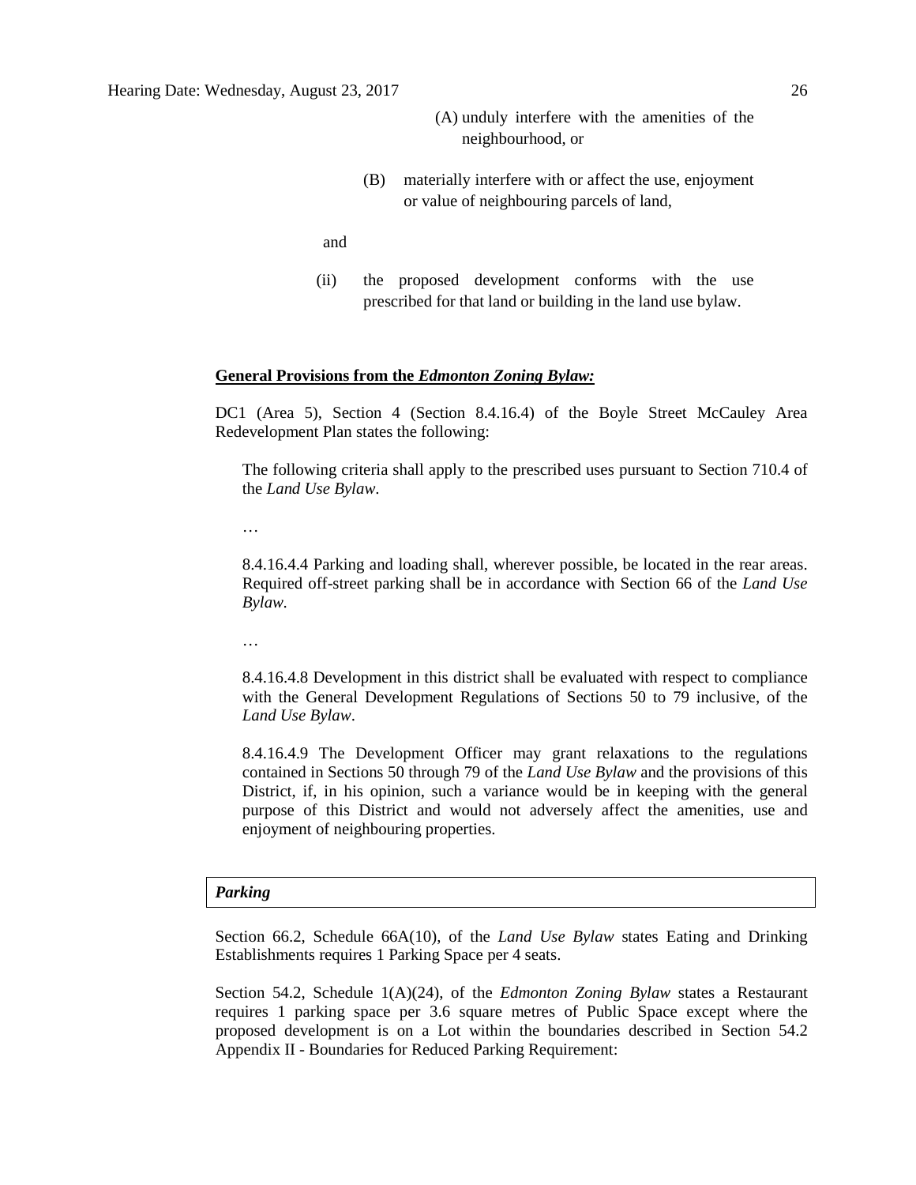(A) unduly interfere with the amenities of the neighbourhood, or

(B) materially interfere with or affect the use, enjoyment or value of neighbouring parcels of land,

and

(ii) the proposed development conforms with the use prescribed for that land or building in the land use bylaw.

**General Provisions from the *Edmonton Zoning Bylaw:***

DC1 (Area 5), Section 4 (Section 8.4.16.4) of the Boyle Street McCauley Area Redevelopment Plan states the following:

> The following criteria shall apply to the prescribed uses pursuant to Section 710.4 of the *Land Use Bylaw*.
>
> …
>
> 8.4.16.4.4 Parking and loading shall, wherever possible, be located in the rear areas. Required off-street parking shall be in accordance with Section 66 of the *Land Use Bylaw*.
>
> …
>
> 8.4.16.4.8 Development in this district shall be evaluated with respect to compliance with the General Development Regulations of Sections 50 to 79 inclusive, of the *Land Use Bylaw*.
>
> 8.4.16.4.9 The Development Officer may grant relaxations to the regulations contained in Sections 50 through 79 of the *Land Use Bylaw* and the provisions of this District, if, in his opinion, such a variance would be in keeping with the general purpose of this District and would not adversely affect the amenities, use and enjoyment of neighbouring properties.

| ***Parking*** |
|---|

Section 66.2, Schedule 66A(10), of the *Land Use Bylaw* states Eating and Drinking Establishments requires 1 Parking Space per 4 seats.

Section 54.2, Schedule 1(A)(24), of the *Edmonton Zoning Bylaw* states a Restaurant requires 1 parking space per 3.6 square metres of Public Space except where the proposed development is on a Lot within the boundaries described in Section 54.2 Appendix II - Boundaries for Reduced Parking Requirement: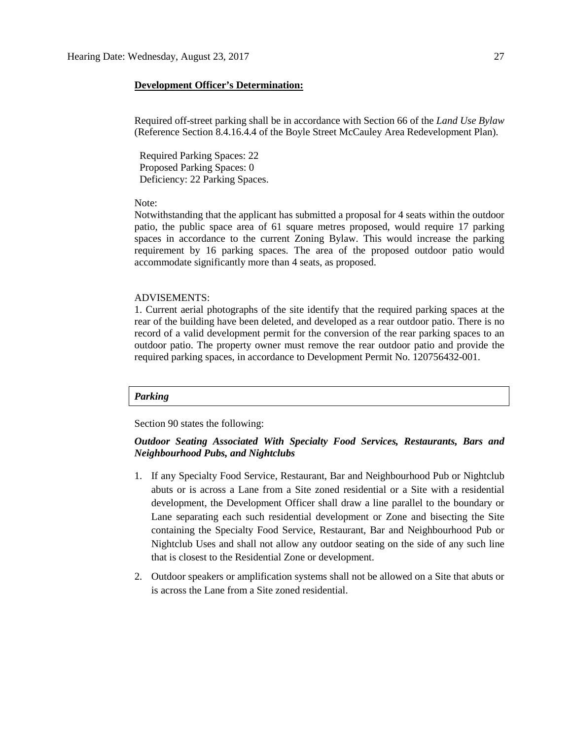**Development Officer's Determination:**

Required off-street parking shall be in accordance with Section 66 of the *Land Use Bylaw* (Reference Section 8.4.16.4.4 of the Boyle Street McCauley Area Redevelopment Plan).

Required Parking Spaces: 22
Proposed Parking Spaces: 0
Deficiency: 22 Parking Spaces.

Note:
Notwithstanding that the applicant has submitted a proposal for 4 seats within the outdoor patio, the public space area of 61 square metres proposed, would require 17 parking spaces in accordance to the current Zoning Bylaw. This would increase the parking requirement by 16 parking spaces. The area of the proposed outdoor patio would accommodate significantly more than 4 seats, as proposed.

ADVISEMENTS:
1. Current aerial photographs of the site identify that the required parking spaces at the rear of the building have been deleted, and developed as a rear outdoor patio. There is no record of a valid development permit for the conversion of the rear parking spaces to an outdoor patio. The property owner must remove the rear outdoor patio and provide the required parking spaces, in accordance to Development Permit No. 120756432-001.

***Parking***

Section 90 states the following:

***Outdoor Seating Associated With Specialty Food Services, Restaurants, Bars and Neighbourhood Pubs, and Nightclubs***

1. If any Specialty Food Service, Restaurant, Bar and Neighbourhood Pub or Nightclub abuts or is across a Lane from a Site zoned residential or a Site with a residential development, the Development Officer shall draw a line parallel to the boundary or Lane separating each such residential development or Zone and bisecting the Site containing the Specialty Food Service, Restaurant, Bar and Neighbourhood Pub or Nightclub Uses and shall not allow any outdoor seating on the side of any such line that is closest to the Residential Zone or development.
2. Outdoor speakers or amplification systems shall not be allowed on a Site that abuts or is across the Lane from a Site zoned residential.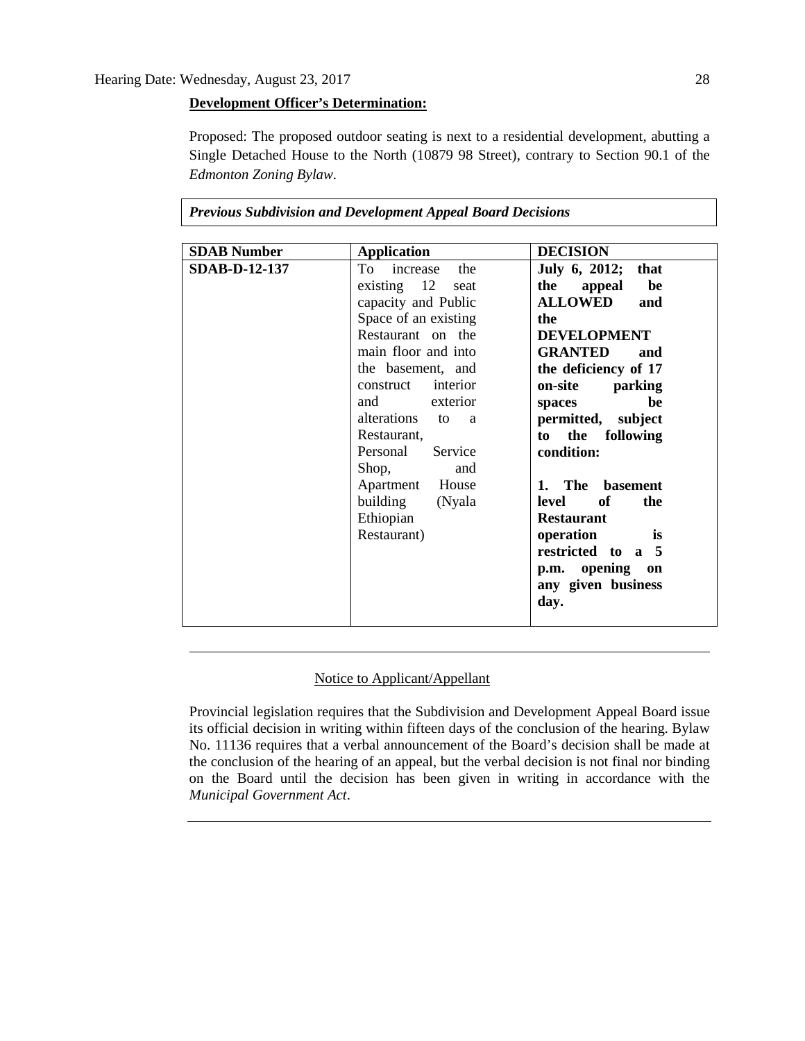**Development Officer's Determination:**

Proposed: The proposed outdoor seating is next to a residential development, abutting a Single Detached House to the North (10879 98 Street), contrary to Section 90.1 of the *Edmonton Zoning Bylaw*.

***Previous Subdivision and Development Appeal Board Decisions***

| SDAB Number | Application | DECISION |
|---|---|---|
| **SDAB-D-12-137** | To increase the existing 12 seat capacity and Public Space of an existing Restaurant on the main floor and into the basement, and construct interior and exterior alterations to a Restaurant, Personal Service Shop, and Apartment House building (Nyala Ethiopian Restaurant) | **July 6, 2012; that the appeal be ALLOWED and the DEVELOPMENT GRANTED and the deficiency of 17 on-site parking spaces be permitted, subject to the following condition:** <br><br> **1. The basement level of the Restaurant operation is restricted to a 5 p.m. opening on any given business day.** |

---

Notice to Applicant/Appellant

Provincial legislation requires that the Subdivision and Development Appeal Board issue its official decision in writing within fifteen days of the conclusion of the hearing. Bylaw No. 11136 requires that a verbal announcement of the Board's decision shall be made at the conclusion of the hearing of an appeal, but the verbal decision is not final nor binding on the Board until the decision has been given in writing in accordance with the *Municipal Government Act*.

---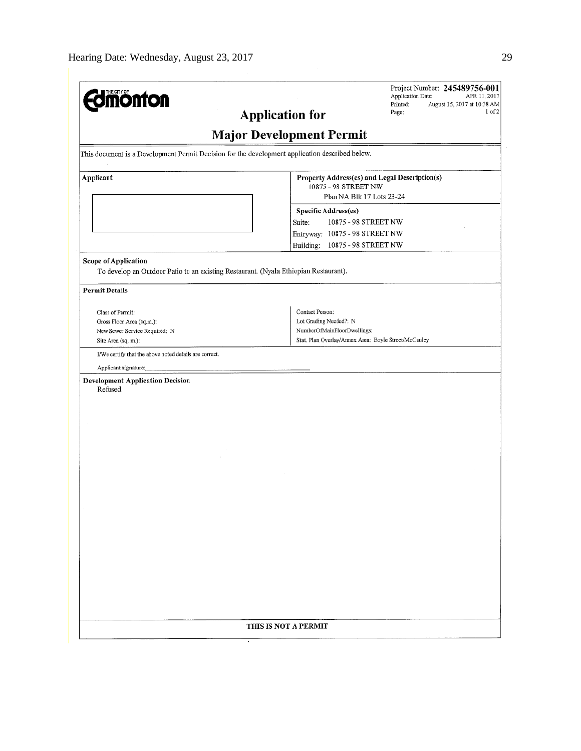Project Number: **245489756-001**
Application Date: APR 11, 2017
Printed: August 15, 2017 at 10:38 AM
Page: 1 of 2

# Application for

# Major Development Permit

This document is a Development Permit Decision for the development application described below.

| Applicant | Property Address(es) and Legal Description(s) |
| --- | --- |
| | 10875 - 98 STREET NW<br>Plan NA Blk 17 Lots 23-24 |
| | **Specific Address(es)**<br>Suite: 10875 - 98 STREET NW<br>Entryway: 10875 - 98 STREET NW<br>Building: 10875 - 98 STREET NW |

**Scope of Application**

To develop an Outdoor Patio to an existing Restaurant. (Nyala Ethiopian Restaurant).

**Permit Details**

| | |
| --- | --- |
| Class of Permit: | Contact Person: |
| Gross Floor Area (sq.m.): | Lot Grading Needed?: N |
| New Sewer Service Required: N | NumberOfMainFloorDwellings: |
| Site Area (sq. m.): | Stat. Plan Overlay/Annex Area: Boyle Street/McCauley |

I/We certify that the above noted details are correct.

Applicant signature:

**Development Application Decision**

Refused

**THIS IS NOT A PERMIT**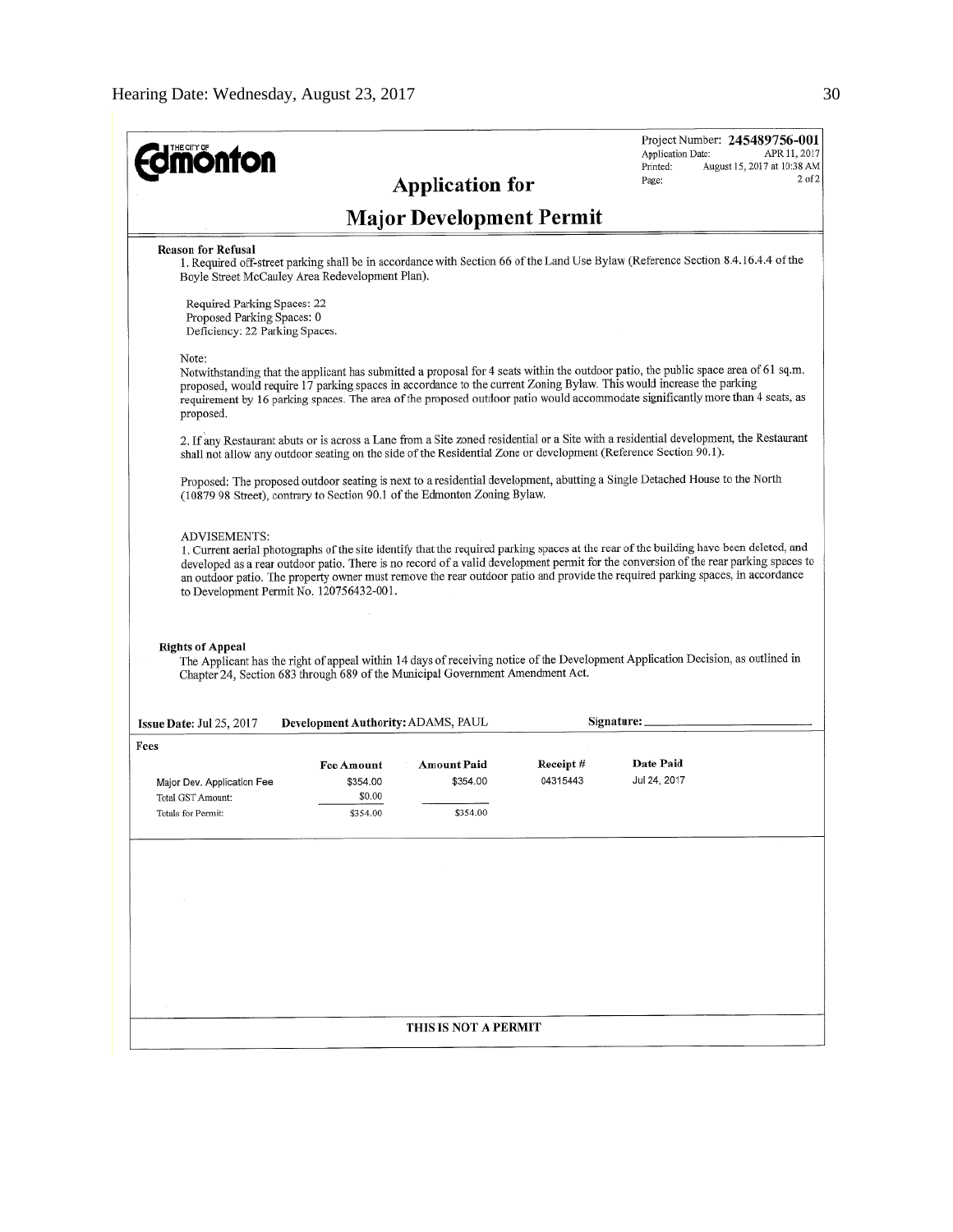**Edmonton** (THE CITY OF)

Project Number: **245489756-001**
Application Date: APR 11, 2017
Printed: August 15, 2017 at 10:38 AM
Page: 2 of 2

# Application for

# Major Development Permit

**Reason for Refusal**

1. Required off-street parking shall be in accordance with Section 66 of the Land Use Bylaw (Reference Section 8.4.16.4.4 of the Boyle Street McCauley Area Redevelopment Plan).

Required Parking Spaces: 22
Proposed Parking Spaces: 0
Deficiency: 22 Parking Spaces.

Note:
Notwithstanding that the applicant has submitted a proposal for 4 seats within the outdoor patio, the public space area of 61 sq.m. proposed, would require 17 parking spaces in accordance to the current Zoning Bylaw. This would increase the parking requirement by 16 parking spaces. The area of the proposed outdoor patio would accommodate significantly more than 4 seats, as proposed.

2. If any Restaurant abuts or is across a Lane from a Site zoned residential or a Site with a residential development, the Restaurant shall not allow any outdoor seating on the side of the Residential Zone or development (Reference Section 90.1).

Proposed: The proposed outdoor seating is next to a residential development, abutting a Single Detached House to the North (10879 98 Street), contrary to Section 90.1 of the Edmonton Zoning Bylaw.

ADVISEMENTS:
1. Current aerial photographs of the site identify that the required parking spaces at the rear of the building have been deleted, and developed as a rear outdoor patio. There is no record of a valid development permit for the conversion of the rear parking spaces to an outdoor patio. The property owner must remove the rear outdoor patio and provide the required parking spaces, in accordance to Development Permit No. 120756432-001.

**Rights of Appeal**

The Applicant has the right of appeal within 14 days of receiving notice of the Development Application Decision, as outlined in Chapter 24, Section 683 through 689 of the Municipal Government Amendment Act.

**Issue Date:** Jul 25, 2017  **Development Authority:** ADAMS, PAUL  **Signature:** ____________

**Fees**

| | Fee Amount | Amount Paid | Receipt # | Date Paid |
|---|---|---|---|---|
| Major Dev. Application Fee | $354.00 | $354.00 | 04315443 | Jul 24, 2017 |
| Total GST Amount: | $0.00 | | | |
| Totals for Permit: | $354.00 | $354.00 | | |

**THIS IS NOT A PERMIT**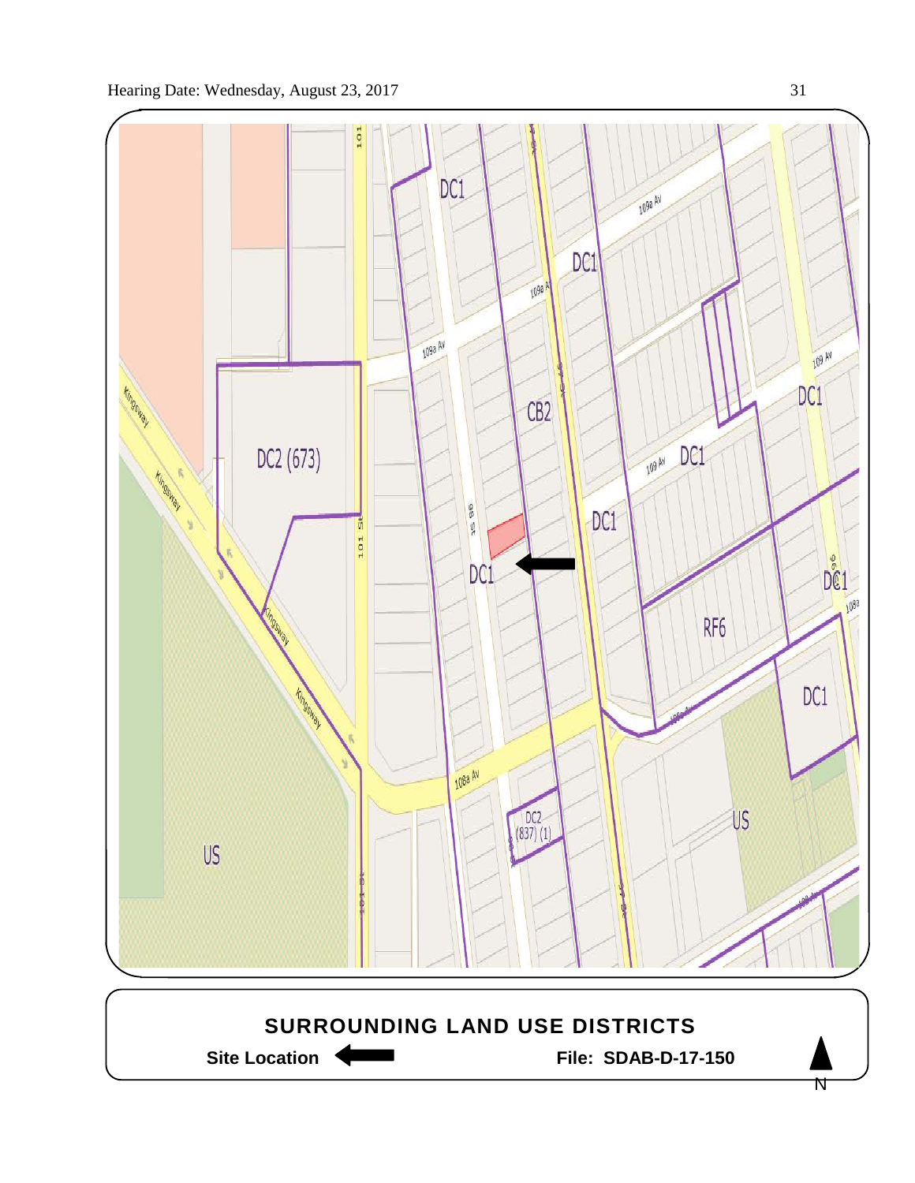DC1

DC1

CB2

DC2 (673)

DC1

DC1

DC1

DC1

DC1

RF6

DC1

US

US

DC2 (837) (1)

Kingsway

101 St

109a Av

109 Av

108a Av

98 St

99 St

97 St

96 St

## SURROUNDING LAND USE DISTRICTS

**Site Location** ⟵ **File: SDAB-D-17-150**

N